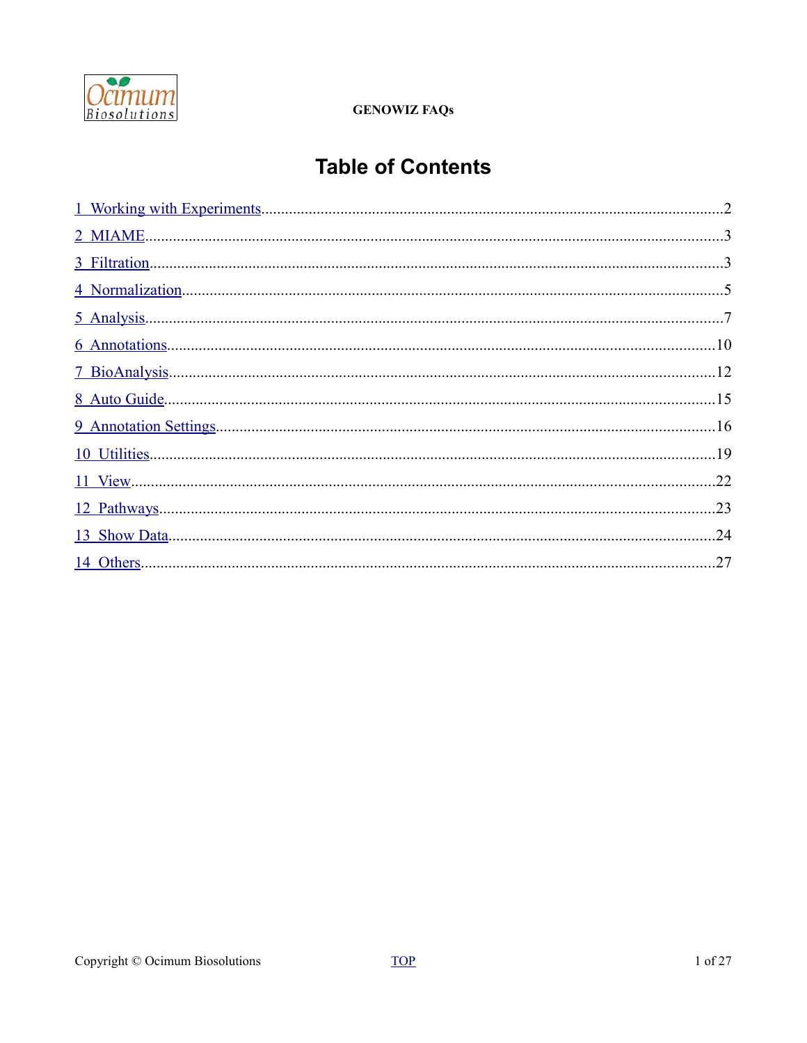# Table of Contents

1 Working with Experiments....................2
2 MIAME....................3
3 Filtration....................3
4 Normalization....................5
5 Analysis....................7
6 Annotations....................10
7 BioAnalysis....................12
8 Auto Guide....................15
9 Annotation Settings....................16
10 Utilities....................19
11 View....................22
12 Pathways....................23
13 Show Data....................24
14 Others....................27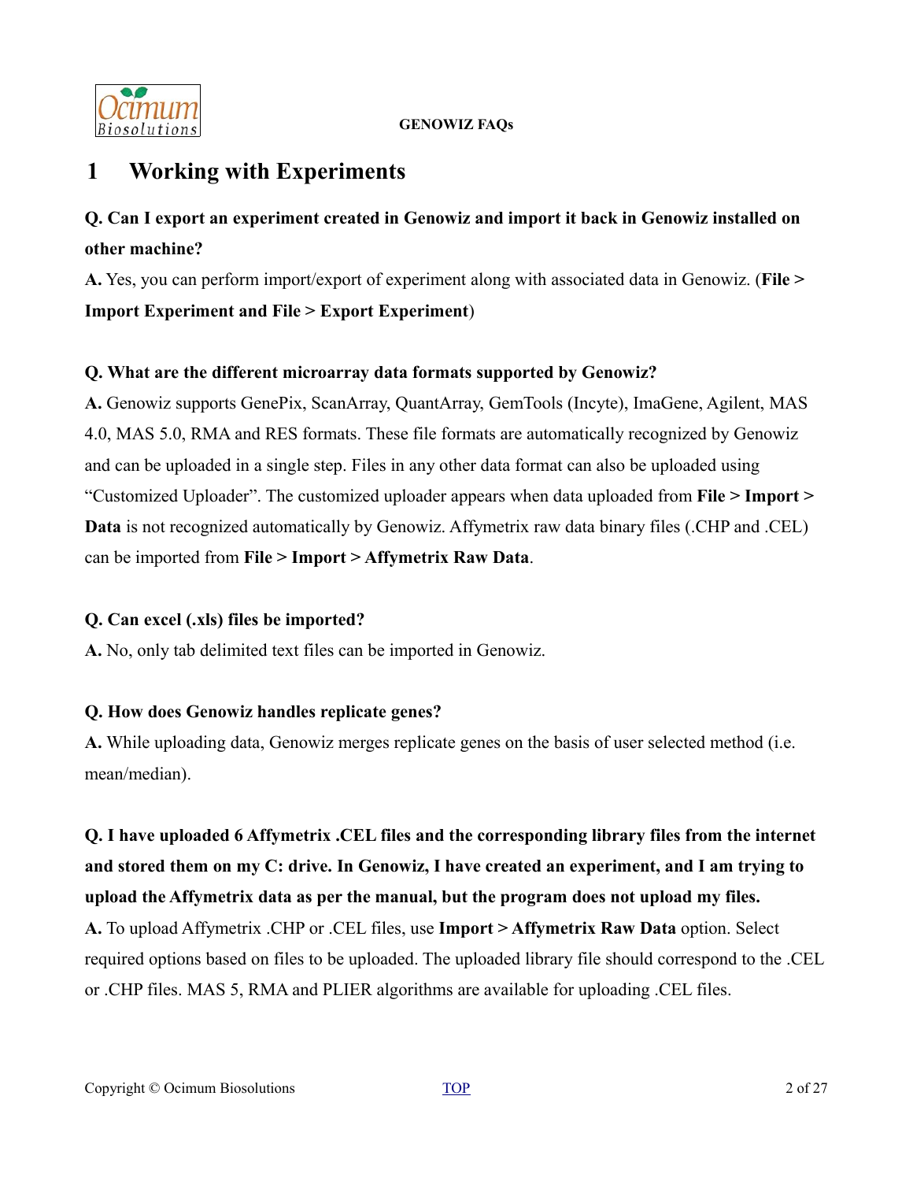# 1 Working with Experiments

**Q. Can I export an experiment created in Genowiz and import it back in Genowiz installed on other machine?**

**A.** Yes, you can perform import/export of experiment along with associated data in Genowiz. (**File > Import Experiment and File > Export Experiment**)

**Q. What are the different microarray data formats supported by Genowiz?**

**A.** Genowiz supports GenePix, ScanArray, QuantArray, GemTools (Incyte), ImaGene, Agilent, MAS 4.0, MAS 5.0, RMA and RES formats. These file formats are automatically recognized by Genowiz and can be uploaded in a single step. Files in any other data format can also be uploaded using "Customized Uploader". The customized uploader appears when data uploaded from **File > Import > Data** is not recognized automatically by Genowiz. Affymetrix raw data binary files (.CHP and .CEL) can be imported from **File > Import > Affymetrix Raw Data**.

**Q. Can excel (.xls) files be imported?**

**A.** No, only tab delimited text files can be imported in Genowiz.

**Q. How does Genowiz handles replicate genes?**

**A.** While uploading data, Genowiz merges replicate genes on the basis of user selected method (i.e. mean/median).

**Q. I have uploaded 6 Affymetrix .CEL files and the corresponding library files from the internet and stored them on my C: drive. In Genowiz, I have created an experiment, and I am trying to upload the Affymetrix data as per the manual, but the program does not upload my files.**

**A.** To upload Affymetrix .CHP or .CEL files, use **Import > Affymetrix Raw Data** option. Select required options based on files to be uploaded. The uploaded library file should correspond to the .CEL or .CHP files. MAS 5, RMA and PLIER algorithms are available for uploading .CEL files.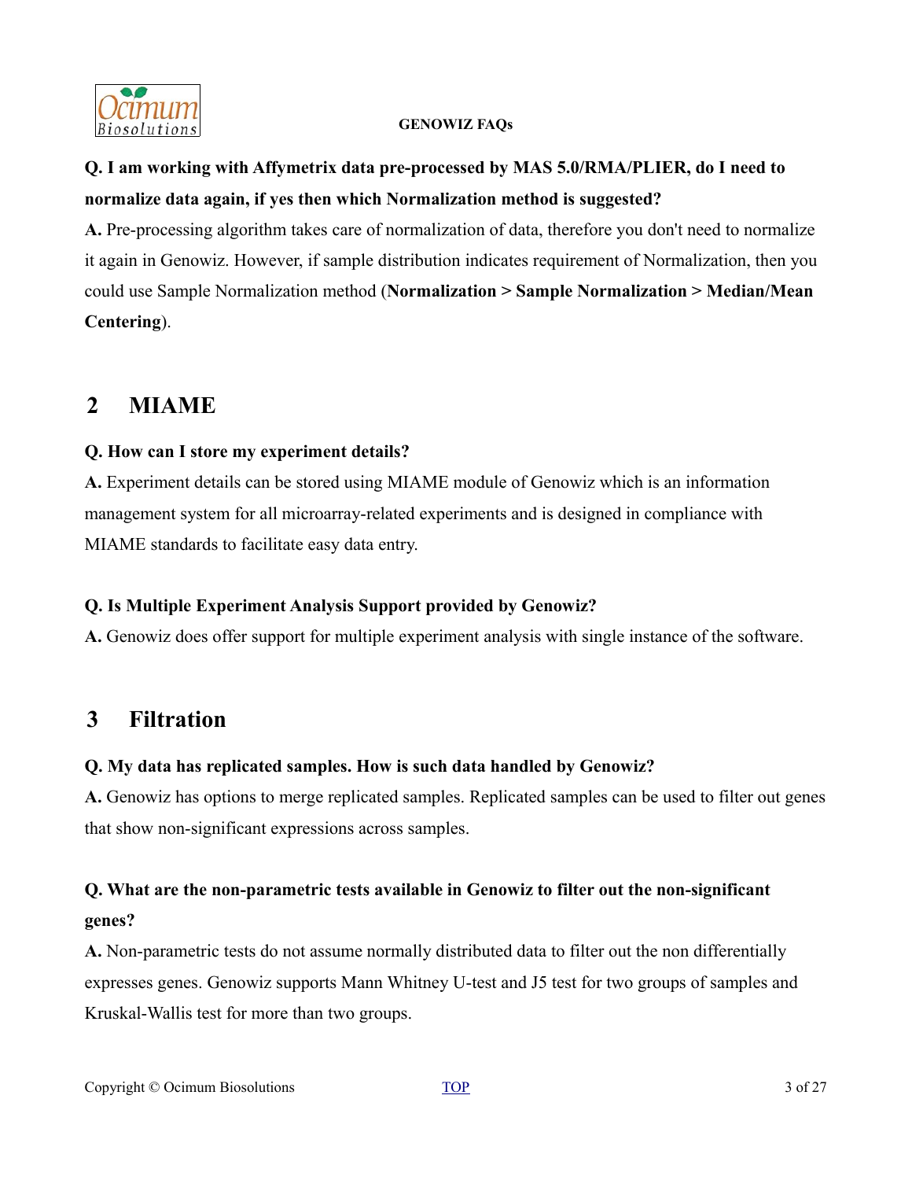**Q. I am working with Affymetrix data pre-processed by MAS 5.0/RMA/PLIER, do I need to normalize data again, if yes then which Normalization method is suggested?**

**A.** Pre-processing algorithm takes care of normalization of data, therefore you don't need to normalize it again in Genowiz. However, if sample distribution indicates requirement of Normalization, then you could use Sample Normalization method (**Normalization > Sample Normalization > Median/Mean Centering**).

## 2 MIAME

**Q. How can I store my experiment details?**

**A.** Experiment details can be stored using MIAME module of Genowiz which is an information management system for all microarray-related experiments and is designed in compliance with MIAME standards to facilitate easy data entry.

**Q. Is Multiple Experiment Analysis Support provided by Genowiz?**

**A.** Genowiz does offer support for multiple experiment analysis with single instance of the software.

## 3 Filtration

**Q. My data has replicated samples. How is such data handled by Genowiz?**

**A.** Genowiz has options to merge replicated samples. Replicated samples can be used to filter out genes that show non-significant expressions across samples.

**Q. What are the non-parametric tests available in Genowiz to filter out the non-significant genes?**

**A.** Non-parametric tests do not assume normally distributed data to filter out the non differentially expresses genes. Genowiz supports Mann Whitney U-test and J5 test for two groups of samples and Kruskal-Wallis test for more than two groups.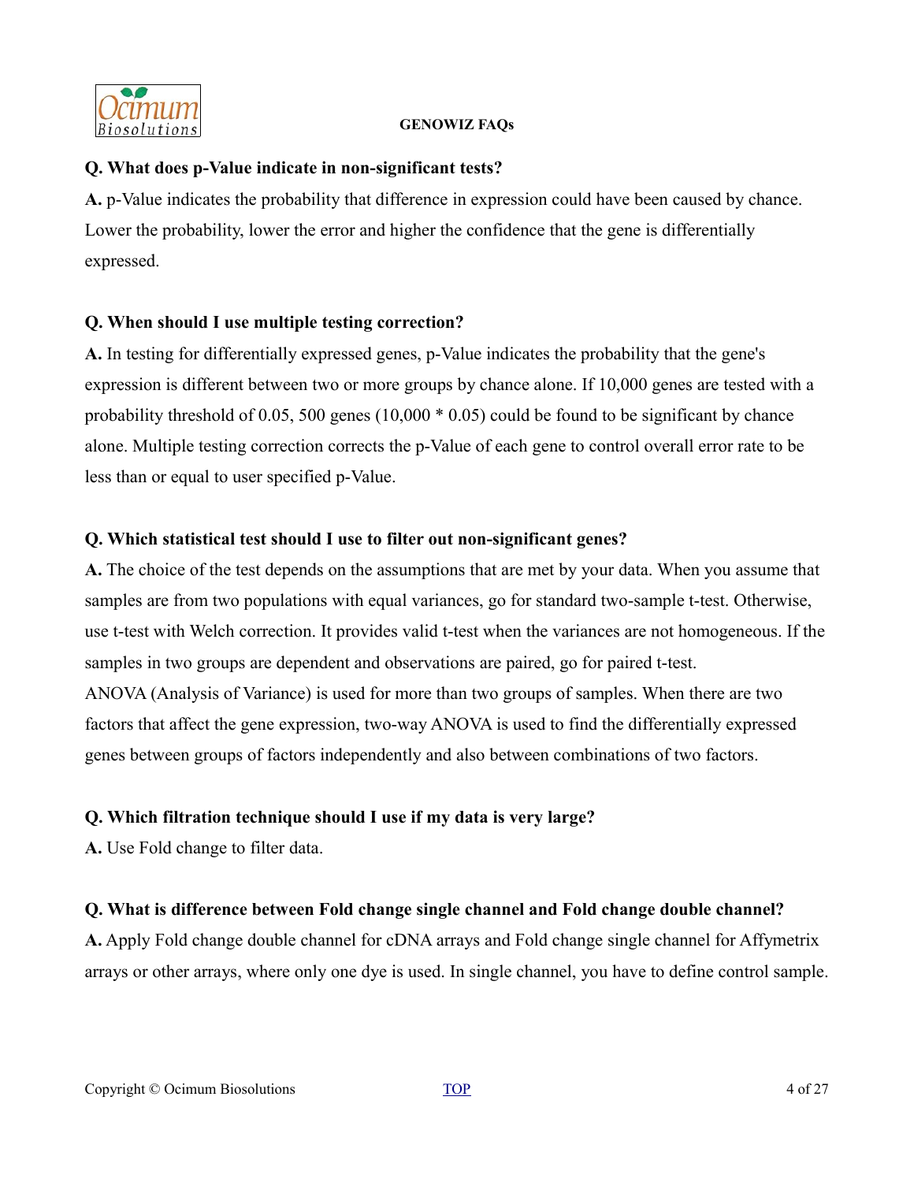**Q. What does p-Value indicate in non-significant tests?**

**A.** p-Value indicates the probability that difference in expression could have been caused by chance. Lower the probability, lower the error and higher the confidence that the gene is differentially expressed.

**Q. When should I use multiple testing correction?**

**A.** In testing for differentially expressed genes, p-Value indicates the probability that the gene's expression is different between two or more groups by chance alone. If 10,000 genes are tested with a probability threshold of 0.05, 500 genes (10,000 * 0.05) could be found to be significant by chance alone. Multiple testing correction corrects the p-Value of each gene to control overall error rate to be less than or equal to user specified p-Value.

**Q. Which statistical test should I use to filter out non-significant genes?**

**A.** The choice of the test depends on the assumptions that are met by your data. When you assume that samples are from two populations with equal variances, go for standard two-sample t-test. Otherwise, use t-test with Welch correction. It provides valid t-test when the variances are not homogeneous. If the samples in two groups are dependent and observations are paired, go for paired t-test.
ANOVA (Analysis of Variance) is used for more than two groups of samples. When there are two factors that affect the gene expression, two-way ANOVA is used to find the differentially expressed genes between groups of factors independently and also between combinations of two factors.

**Q. Which filtration technique should I use if my data is very large?**

**A.** Use Fold change to filter data.

**Q. What is difference between Fold change single channel and Fold change double channel?**

**A.** Apply Fold change double channel for cDNA arrays and Fold change single channel for Affymetrix arrays or other arrays, where only one dye is used. In single channel, you have to define control sample.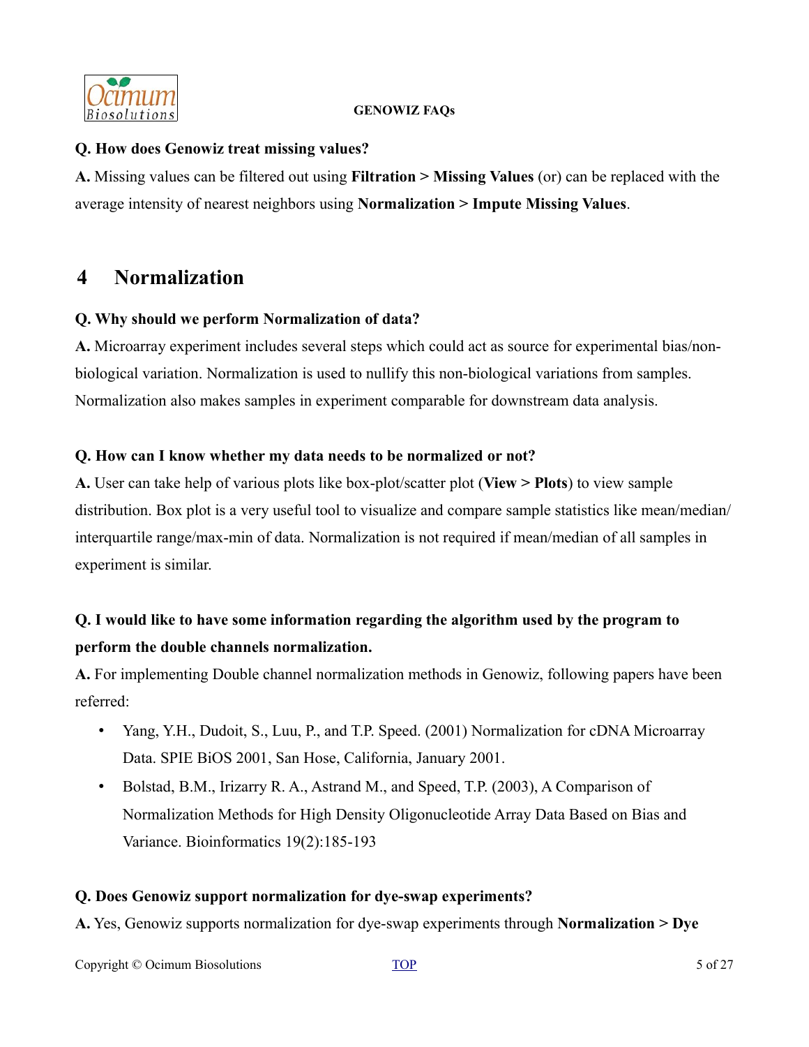**Q. How does Genowiz treat missing values?**

**A.** Missing values can be filtered out using **Filtration > Missing Values** (or) can be replaced with the average intensity of nearest neighbors using **Normalization > Impute Missing Values**.

## 4 Normalization

**Q. Why should we perform Normalization of data?**

**A.** Microarray experiment includes several steps which could act as source for experimental bias/non-biological variation. Normalization is used to nullify this non-biological variations from samples. Normalization also makes samples in experiment comparable for downstream data analysis.

**Q. How can I know whether my data needs to be normalized or not?**

**A.** User can take help of various plots like box-plot/scatter plot (**View > Plots**) to view sample distribution. Box plot is a very useful tool to visualize and compare sample statistics like mean/median/interquartile range/max-min of data. Normalization is not required if mean/median of all samples in experiment is similar.

**Q. I would like to have some information regarding the algorithm used by the program to perform the double channels normalization.**

**A.** For implementing Double channel normalization methods in Genowiz, following papers have been referred:

- Yang, Y.H., Dudoit, S., Luu, P., and T.P. Speed. (2001) Normalization for cDNA Microarray Data. SPIE BiOS 2001, San Hose, California, January 2001.
- Bolstad, B.M., Irizarry R. A., Astrand M., and Speed, T.P. (2003), A Comparison of Normalization Methods for High Density Oligonucleotide Array Data Based on Bias and Variance. Bioinformatics 19(2):185-193

**Q. Does Genowiz support normalization for dye-swap experiments?**

**A.** Yes, Genowiz supports normalization for dye-swap experiments through **Normalization > Dye**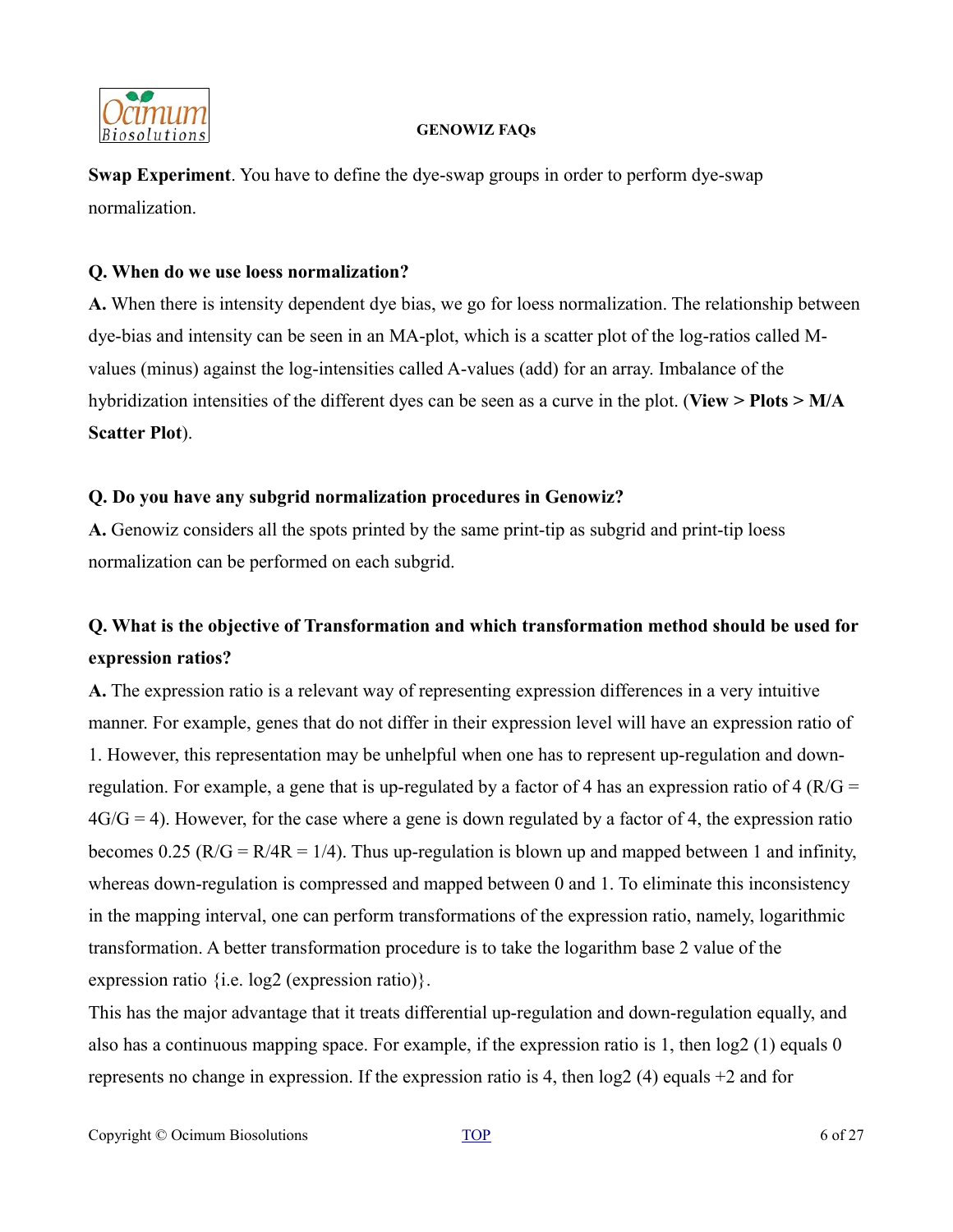**Swap Experiment**. You have to define the dye-swap groups in order to perform dye-swap normalization.

**Q. When do we use loess normalization?**

**A.** When there is intensity dependent dye bias, we go for loess normalization. The relationship between dye-bias and intensity can be seen in an MA-plot, which is a scatter plot of the log-ratios called M-values (minus) against the log-intensities called A-values (add) for an array. Imbalance of the hybridization intensities of the different dyes can be seen as a curve in the plot. (**View > Plots > M/A Scatter Plot**).

**Q. Do you have any subgrid normalization procedures in Genowiz?**

**A.** Genowiz considers all the spots printed by the same print-tip as subgrid and print-tip loess normalization can be performed on each subgrid.

**Q. What is the objective of Transformation and which transformation method should be used for expression ratios?**

**A.** The expression ratio is a relevant way of representing expression differences in a very intuitive manner. For example, genes that do not differ in their expression level will have an expression ratio of 1. However, this representation may be unhelpful when one has to represent up-regulation and down-regulation. For example, a gene that is up-regulated by a factor of 4 has an expression ratio of 4 ($R/G = 4G/G = 4$). However, for the case where a gene is down regulated by a factor of 4, the expression ratio becomes 0.25 ($R/G = R/4R = 1/4$). Thus up-regulation is blown up and mapped between 1 and infinity, whereas down-regulation is compressed and mapped between 0 and 1. To eliminate this inconsistency in the mapping interval, one can perform transformations of the expression ratio, namely, logarithmic transformation. A better transformation procedure is to take the logarithm base 2 value of the expression ratio {i.e. log2 (expression ratio)}.

This has the major advantage that it treats differential up-regulation and down-regulation equally, and also has a continuous mapping space. For example, if the expression ratio is 1, then $\log_2(1)$ equals 0 represents no change in expression. If the expression ratio is 4, then $\log_2(4)$ equals +2 and for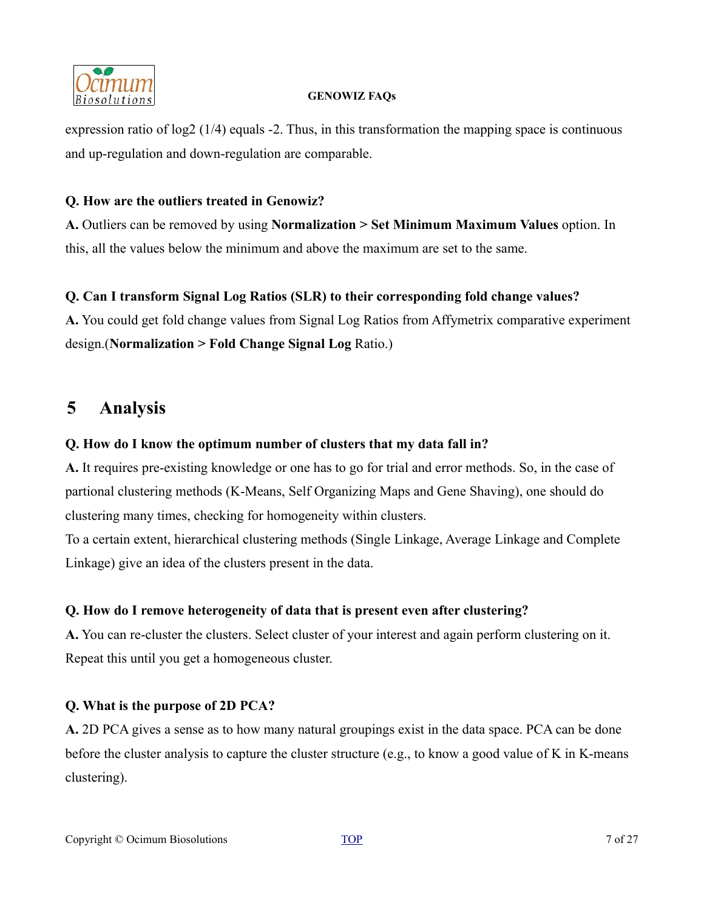expression ratio of log2 (1/4) equals -2. Thus, in this transformation the mapping space is continuous and up-regulation and down-regulation are comparable.

**Q. How are the outliers treated in Genowiz?**

**A.** Outliers can be removed by using **Normalization > Set Minimum Maximum Values** option. In this, all the values below the minimum and above the maximum are set to the same.

**Q. Can I transform Signal Log Ratios (SLR) to their corresponding fold change values?**

**A.** You could get fold change values from Signal Log Ratios from Affymetrix comparative experiment design.(**Normalization > Fold Change Signal Log** Ratio.)

## 5 Analysis

**Q. How do I know the optimum number of clusters that my data fall in?**

**A.** It requires pre-existing knowledge or one has to go for trial and error methods. So, in the case of partional clustering methods (K-Means, Self Organizing Maps and Gene Shaving), one should do clustering many times, checking for homogeneity within clusters.

To a certain extent, hierarchical clustering methods (Single Linkage, Average Linkage and Complete Linkage) give an idea of the clusters present in the data.

**Q. How do I remove heterogeneity of data that is present even after clustering?**

**A.** You can re-cluster the clusters. Select cluster of your interest and again perform clustering on it. Repeat this until you get a homogeneous cluster.

**Q. What is the purpose of 2D PCA?**

**A.** 2D PCA gives a sense as to how many natural groupings exist in the data space. PCA can be done before the cluster analysis to capture the cluster structure (e.g., to know a good value of K in K-means clustering).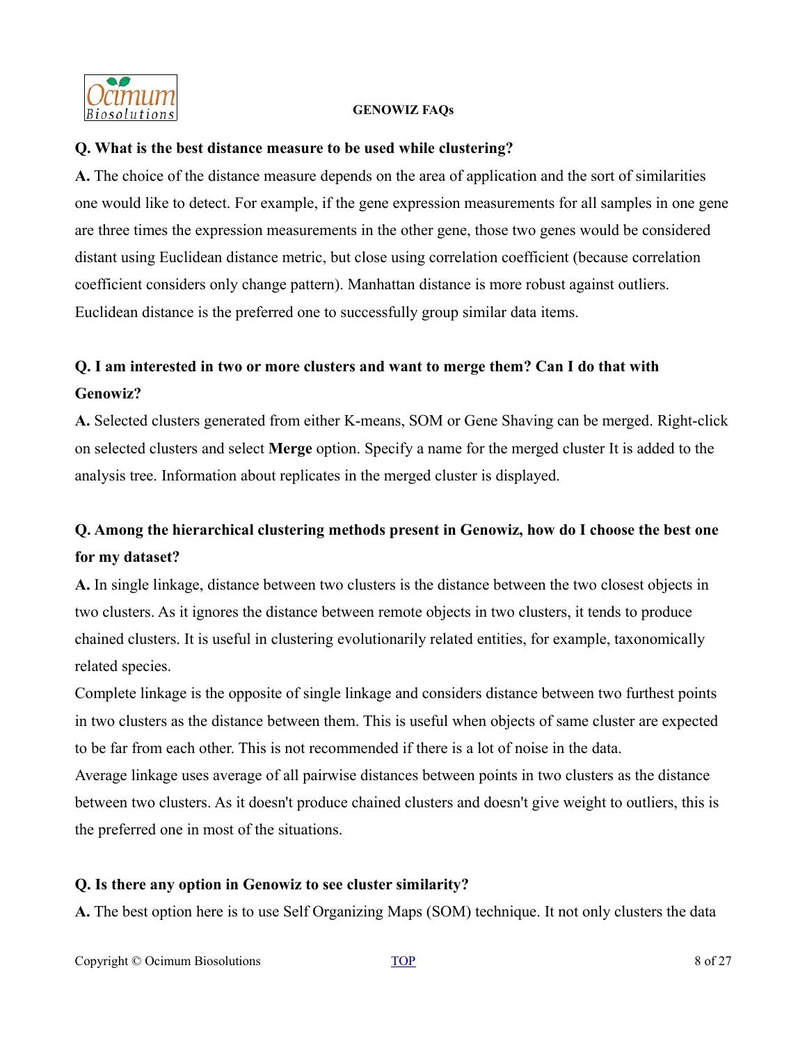**Q. What is the best distance measure to be used while clustering?**

**A.** The choice of the distance measure depends on the area of application and the sort of similarities one would like to detect. For example, if the gene expression measurements for all samples in one gene are three times the expression measurements in the other gene, those two genes would be considered distant using Euclidean distance metric, but close using correlation coefficient (because correlation coefficient considers only change pattern). Manhattan distance is more robust against outliers. Euclidean distance is the preferred one to successfully group similar data items.

**Q. I am interested in two or more clusters and want to merge them? Can I do that with Genowiz?**

**A.** Selected clusters generated from either K-means, SOM or Gene Shaving can be merged. Right-click on selected clusters and select **Merge** option. Specify a name for the merged cluster It is added to the analysis tree. Information about replicates in the merged cluster is displayed.

**Q. Among the hierarchical clustering methods present in Genowiz, how do I choose the best one for my dataset?**

**A.** In single linkage, distance between two clusters is the distance between the two closest objects in two clusters. As it ignores the distance between remote objects in two clusters, it tends to produce chained clusters. It is useful in clustering evolutionarily related entities, for example, taxonomically related species.

Complete linkage is the opposite of single linkage and considers distance between two furthest points in two clusters as the distance between them. This is useful when objects of same cluster are expected to be far from each other. This is not recommended if there is a lot of noise in the data.

Average linkage uses average of all pairwise distances between points in two clusters as the distance between two clusters. As it doesn't produce chained clusters and doesn't give weight to outliers, this is the preferred one in most of the situations.

**Q. Is there any option in Genowiz to see cluster similarity?**

**A.** The best option here is to use Self Organizing Maps (SOM) technique. It not only clusters the data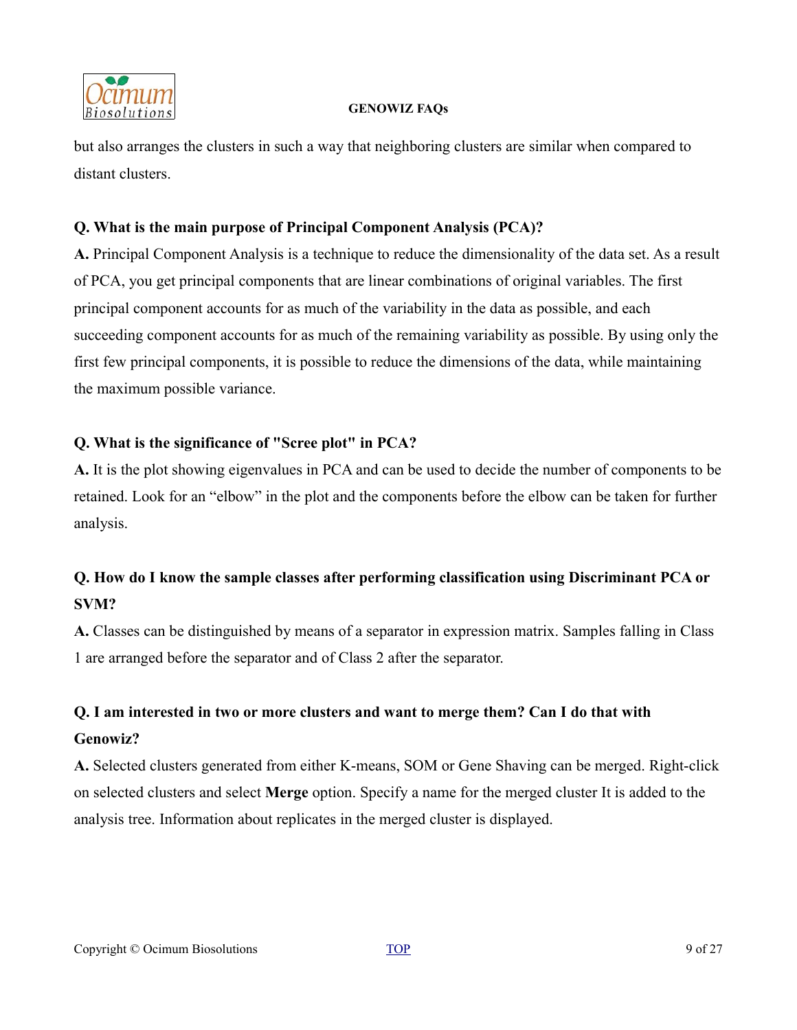but also arranges the clusters in such a way that neighboring clusters are similar when compared to distant clusters.

**Q. What is the main purpose of Principal Component Analysis (PCA)?**

**A.** Principal Component Analysis is a technique to reduce the dimensionality of the data set. As a result of PCA, you get principal components that are linear combinations of original variables. The first principal component accounts for as much of the variability in the data as possible, and each succeeding component accounts for as much of the remaining variability as possible. By using only the first few principal components, it is possible to reduce the dimensions of the data, while maintaining the maximum possible variance.

**Q. What is the significance of "Scree plot" in PCA?**

**A.** It is the plot showing eigenvalues in PCA and can be used to decide the number of components to be retained. Look for an "elbow" in the plot and the components before the elbow can be taken for further analysis.

**Q. How do I know the sample classes after performing classification using Discriminant PCA or SVM?**

**A.** Classes can be distinguished by means of a separator in expression matrix. Samples falling in Class 1 are arranged before the separator and of Class 2 after the separator.

**Q. I am interested in two or more clusters and want to merge them? Can I do that with Genowiz?**

**A.** Selected clusters generated from either K-means, SOM or Gene Shaving can be merged. Right-click on selected clusters and select **Merge** option. Specify a name for the merged cluster It is added to the analysis tree. Information about replicates in the merged cluster is displayed.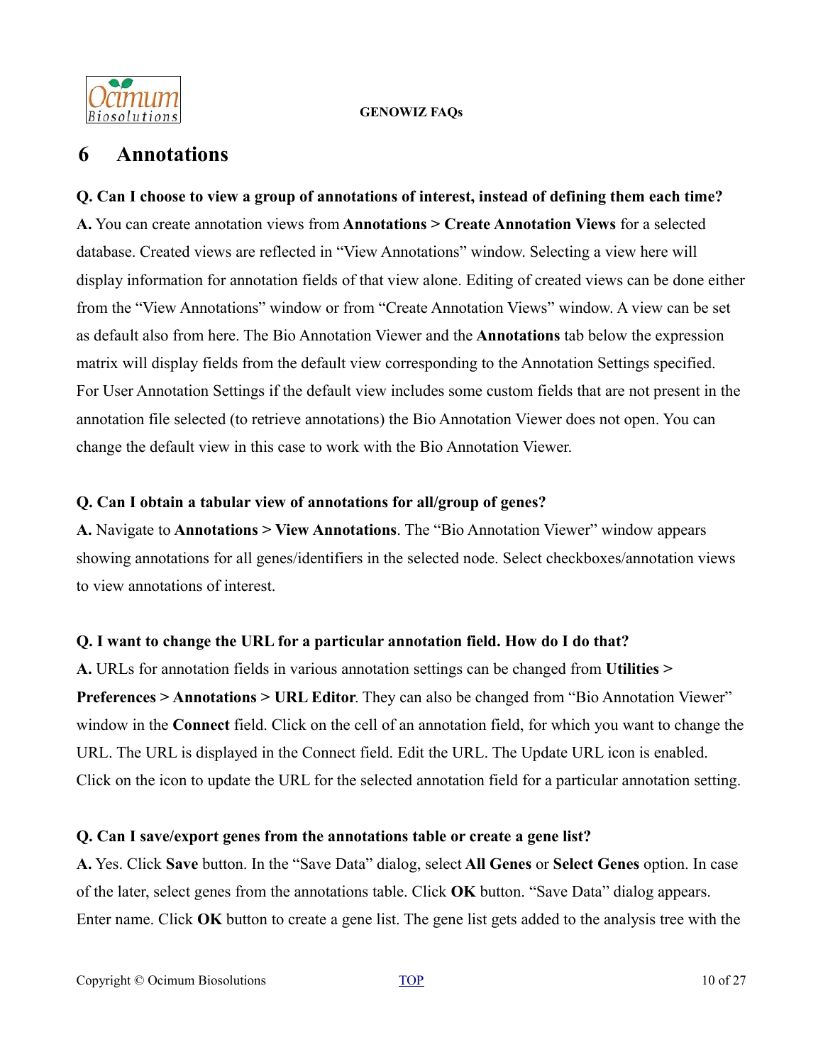# 6 Annotations

**Q. Can I choose to view a group of annotations of interest, instead of defining them each time?**

**A.** You can create annotation views from **Annotations > Create Annotation Views** for a selected database. Created views are reflected in "View Annotations" window. Selecting a view here will display information for annotation fields of that view alone. Editing of created views can be done either from the "View Annotations" window or from "Create Annotation Views" window. A view can be set as default also from here. The Bio Annotation Viewer and the **Annotations** tab below the expression matrix will display fields from the default view corresponding to the Annotation Settings specified. For User Annotation Settings if the default view includes some custom fields that are not present in the annotation file selected (to retrieve annotations) the Bio Annotation Viewer does not open. You can change the default view in this case to work with the Bio Annotation Viewer.

**Q. Can I obtain a tabular view of annotations for all/group of genes?**

**A.** Navigate to **Annotations > View Annotations**. The "Bio Annotation Viewer" window appears showing annotations for all genes/identifiers in the selected node. Select checkboxes/annotation views to view annotations of interest.

**Q. I want to change the URL for a particular annotation field. How do I do that?**

**A.** URLs for annotation fields in various annotation settings can be changed from **Utilities > Preferences > Annotations > URL Editor**. They can also be changed from "Bio Annotation Viewer" window in the **Connect** field. Click on the cell of an annotation field, for which you want to change the URL. The URL is displayed in the Connect field. Edit the URL. The Update URL icon is enabled. Click on the icon to update the URL for the selected annotation field for a particular annotation setting.

**Q. Can I save/export genes from the annotations table or create a gene list?**

**A.** Yes. Click **Save** button. In the "Save Data" dialog, select **All Genes** or **Select Genes** option. In case of the later, select genes from the annotations table. Click **OK** button. "Save Data" dialog appears. Enter name. Click **OK** button to create a gene list. The gene list gets added to the analysis tree with the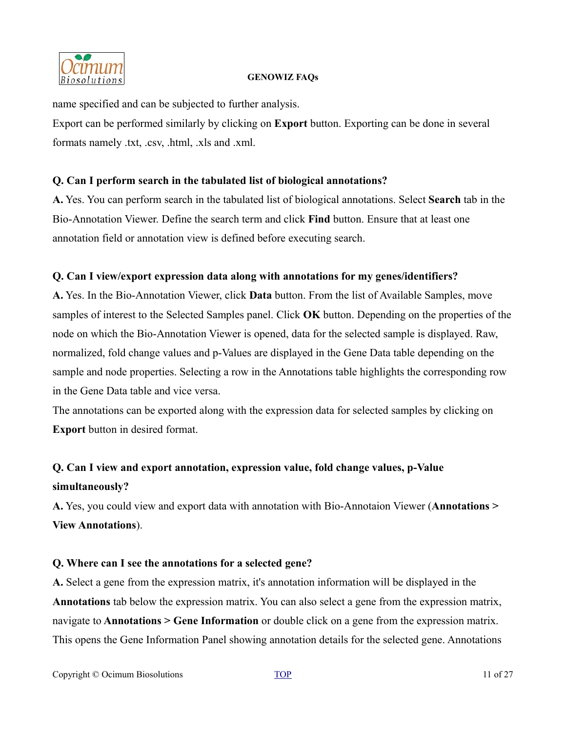name specified and can be subjected to further analysis.

Export can be performed similarly by clicking on **Export** button. Exporting can be done in several formats namely .txt, .csv, .html, .xls and .xml.

**Q. Can I perform search in the tabulated list of biological annotations?**

**A.** Yes. You can perform search in the tabulated list of biological annotations. Select **Search** tab in the Bio-Annotation Viewer. Define the search term and click **Find** button. Ensure that at least one annotation field or annotation view is defined before executing search.

**Q. Can I view/export expression data along with annotations for my genes/identifiers?**

**A.** Yes. In the Bio-Annotation Viewer, click **Data** button. From the list of Available Samples, move samples of interest to the Selected Samples panel. Click **OK** button. Depending on the properties of the node on which the Bio-Annotation Viewer is opened, data for the selected sample is displayed. Raw, normalized, fold change values and p-Values are displayed in the Gene Data table depending on the sample and node properties. Selecting a row in the Annotations table highlights the corresponding row in the Gene Data table and vice versa.

The annotations can be exported along with the expression data for selected samples by clicking on **Export** button in desired format.

**Q. Can I view and export annotation, expression value, fold change values, p-Value simultaneously?**

**A.** Yes, you could view and export data with annotation with Bio-Annotaion Viewer (**Annotations > View Annotations**).

**Q. Where can I see the annotations for a selected gene?**

**A.** Select a gene from the expression matrix, it's annotation information will be displayed in the **Annotations** tab below the expression matrix. You can also select a gene from the expression matrix, navigate to **Annotations > Gene Information** or double click on a gene from the expression matrix. This opens the Gene Information Panel showing annotation details for the selected gene. Annotations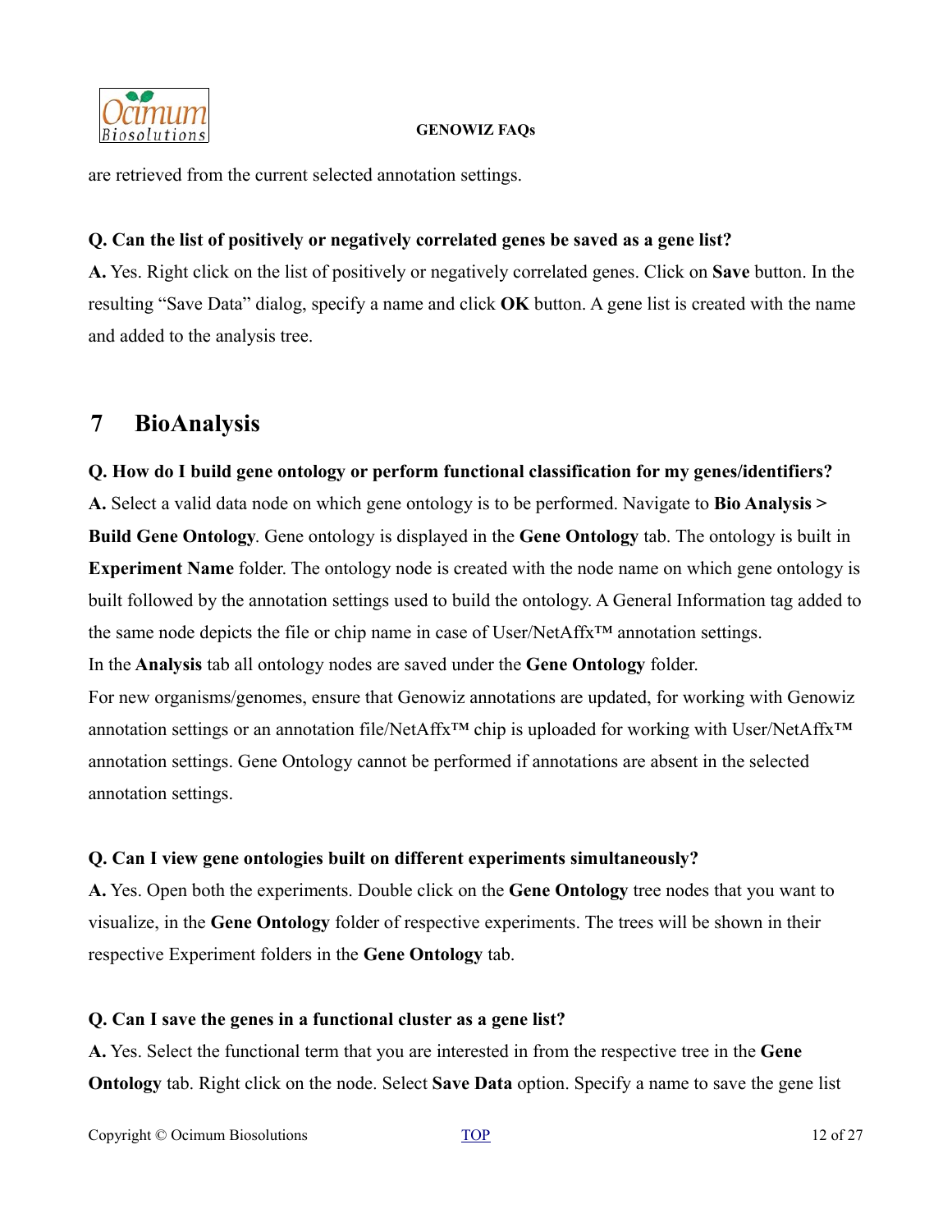are retrieved from the current selected annotation settings.

**Q. Can the list of positively or negatively correlated genes be saved as a gene list?**

**A.** Yes. Right click on the list of positively or negatively correlated genes. Click on **Save** button. In the resulting "Save Data" dialog, specify a name and click **OK** button. A gene list is created with the name and added to the analysis tree.

## 7 BioAnalysis

**Q. How do I build gene ontology or perform functional classification for my genes/identifiers?**

**A.** Select a valid data node on which gene ontology is to be performed. Navigate to **Bio Analysis > Build Gene Ontology**. Gene ontology is displayed in the **Gene Ontology** tab. The ontology is built in **Experiment Name** folder. The ontology node is created with the node name on which gene ontology is built followed by the annotation settings used to build the ontology. A General Information tag added to the same node depicts the file or chip name in case of User/NetAffx™ annotation settings.

In the **Analysis** tab all ontology nodes are saved under the **Gene Ontology** folder.

For new organisms/genomes, ensure that Genowiz annotations are updated, for working with Genowiz annotation settings or an annotation file/NetAffx™ chip is uploaded for working with User/NetAffx™ annotation settings. Gene Ontology cannot be performed if annotations are absent in the selected annotation settings.

**Q. Can I view gene ontologies built on different experiments simultaneously?**

**A.** Yes. Open both the experiments. Double click on the **Gene Ontology** tree nodes that you want to visualize, in the **Gene Ontology** folder of respective experiments. The trees will be shown in their respective Experiment folders in the **Gene Ontology** tab.

**Q. Can I save the genes in a functional cluster as a gene list?**

**A.** Yes. Select the functional term that you are interested in from the respective tree in the **Gene Ontology** tab. Right click on the node. Select **Save Data** option. Specify a name to save the gene list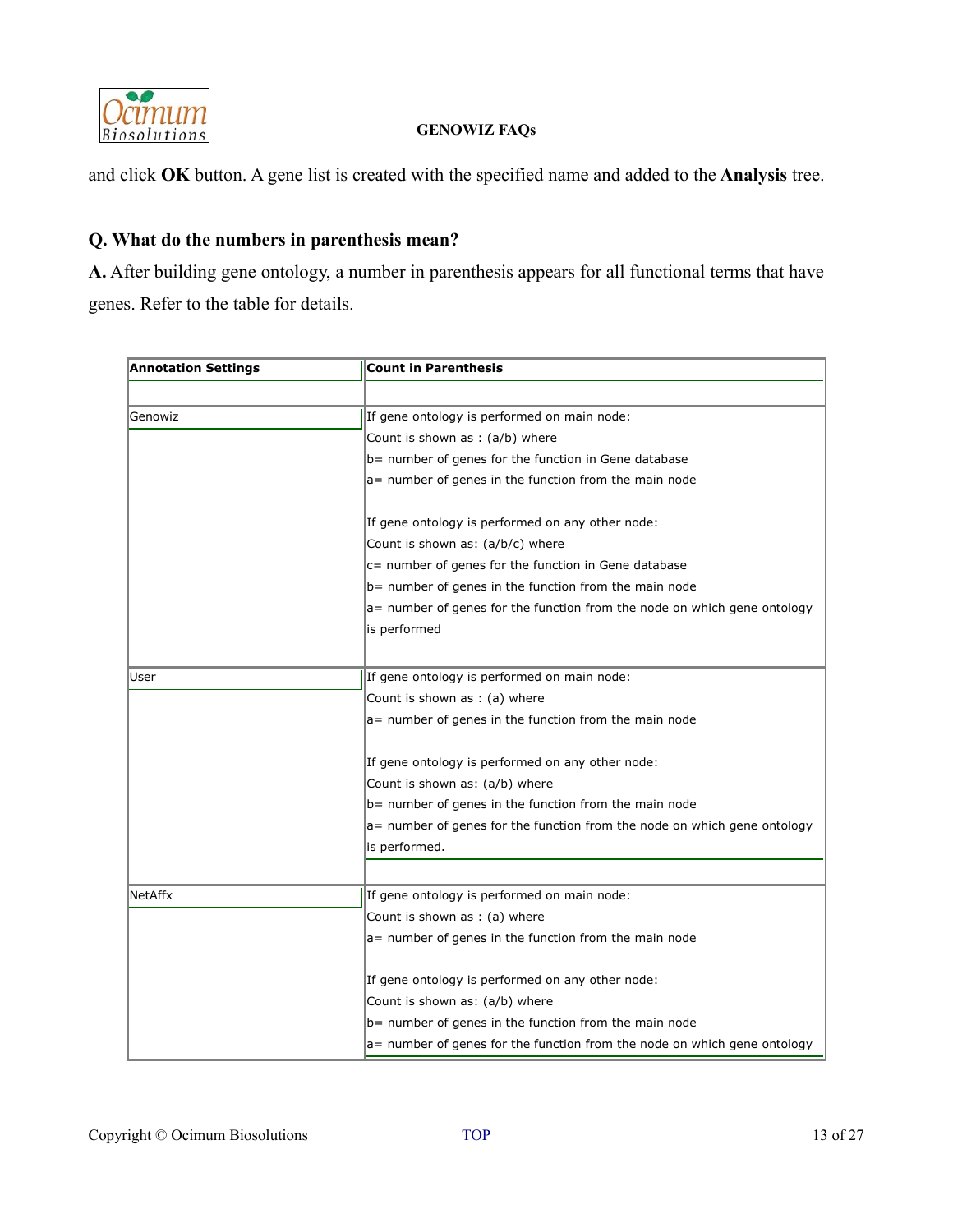and click **OK** button. A gene list is created with the specified name and added to the **Analysis** tree.

### Q. What do the numbers in parenthesis mean?

**A.** After building gene ontology, a number in parenthesis appears for all functional terms that have genes. Refer to the table for details.

| Annotation Settings | Count in Parenthesis |
|---|---|
| Genowiz | If gene ontology is performed on main node:<br>Count is shown as : (a/b) where<br>b= number of genes for the function in Gene database<br>a= number of genes in the function from the main node<br><br>If gene ontology is performed on any other node:<br>Count is shown as: (a/b/c) where<br>c= number of genes for the function in Gene database<br>b= number of genes in the function from the main node<br>a= number of genes for the function from the node on which gene ontology is performed |
| User | If gene ontology is performed on main node:<br>Count is shown as : (a) where<br>a= number of genes in the function from the main node<br><br>If gene ontology is performed on any other node:<br>Count is shown as: (a/b) where<br>b= number of genes in the function from the main node<br>a= number of genes for the function from the node on which gene ontology is performed. |
| NetAffx | If gene ontology is performed on main node:<br>Count is shown as : (a) where<br>a= number of genes in the function from the main node<br><br>If gene ontology is performed on any other node:<br>Count is shown as: (a/b) where<br>b= number of genes in the function from the main node<br>a= number of genes for the function from the node on which gene ontology |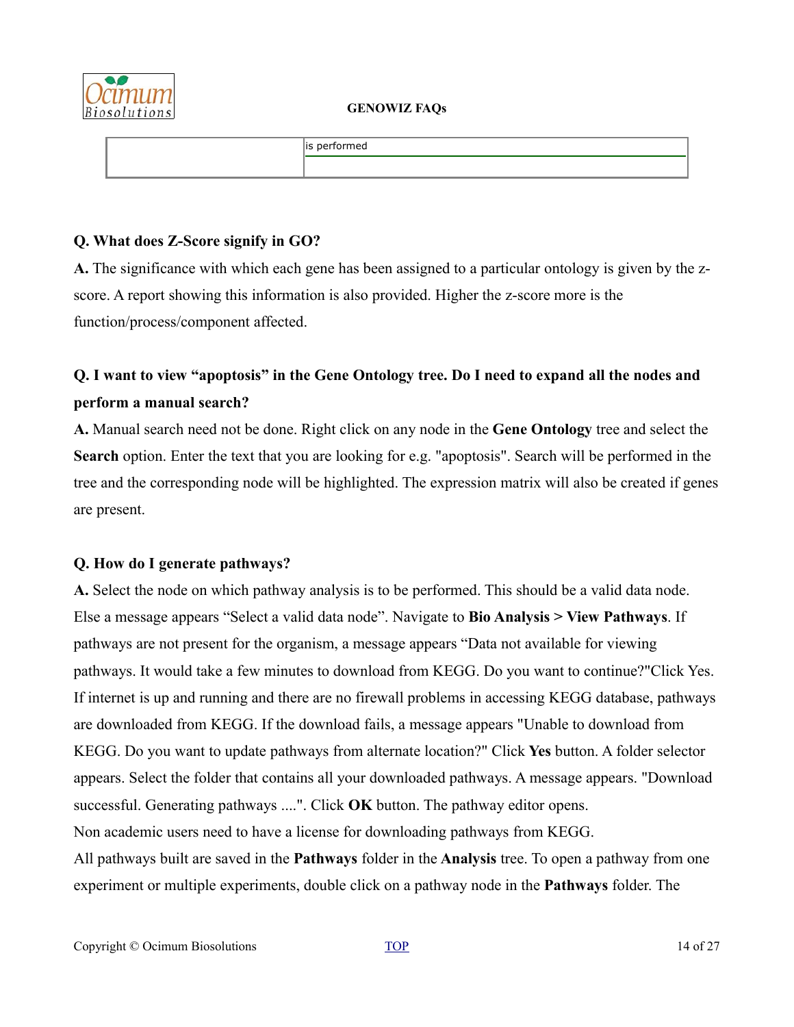| | is performed |
|---|---|
| | |

**Q. What does Z-Score signify in GO?**

**A.** The significance with which each gene has been assigned to a particular ontology is given by the z-score. A report showing this information is also provided. Higher the z-score more is the function/process/component affected.

**Q. I want to view "apoptosis" in the Gene Ontology tree. Do I need to expand all the nodes and perform a manual search?**

**A.** Manual search need not be done. Right click on any node in the **Gene Ontology** tree and select the **Search** option. Enter the text that you are looking for e.g. "apoptosis". Search will be performed in the tree and the corresponding node will be highlighted. The expression matrix will also be created if genes are present.

**Q. How do I generate pathways?**

**A.** Select the node on which pathway analysis is to be performed. This should be a valid data node. Else a message appears "Select a valid data node". Navigate to **Bio Analysis > View Pathways**. If pathways are not present for the organism, a message appears "Data not available for viewing pathways. It would take a few minutes to download from KEGG. Do you want to continue?"Click Yes. If internet is up and running and there are no firewall problems in accessing KEGG database, pathways are downloaded from KEGG. If the download fails, a message appears "Unable to download from KEGG. Do you want to update pathways from alternate location?" Click **Yes** button. A folder selector appears. Select the folder that contains all your downloaded pathways. A message appears. "Download successful. Generating pathways ....". Click **OK** button. The pathway editor opens.

Non academic users need to have a license for downloading pathways from KEGG.

All pathways built are saved in the **Pathways** folder in the **Analysis** tree. To open a pathway from one experiment or multiple experiments, double click on a pathway node in the **Pathways** folder. The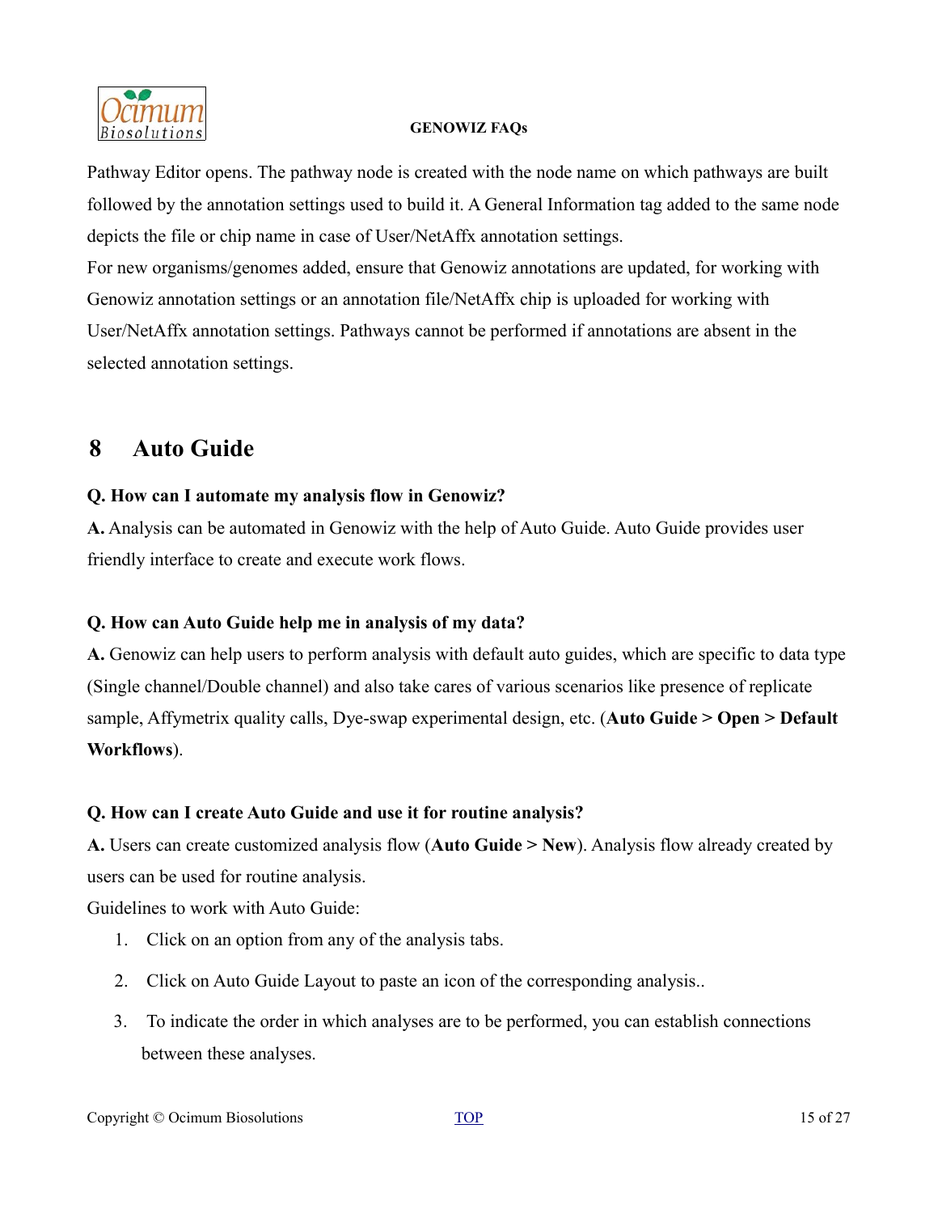Pathway Editor opens. The pathway node is created with the node name on which pathways are built followed by the annotation settings used to build it. A General Information tag added to the same node depicts the file or chip name in case of User/NetAffx annotation settings.
For new organisms/genomes added, ensure that Genowiz annotations are updated, for working with Genowiz annotation settings or an annotation file/NetAffx chip is uploaded for working with User/NetAffx annotation settings. Pathways cannot be performed if annotations are absent in the selected annotation settings.

## 8 Auto Guide

**Q. How can I automate my analysis flow in Genowiz?**
**A.** Analysis can be automated in Genowiz with the help of Auto Guide. Auto Guide provides user friendly interface to create and execute work flows.

**Q. How can Auto Guide help me in analysis of my data?**
**A.** Genowiz can help users to perform analysis with default auto guides, which are specific to data type (Single channel/Double channel) and also take cares of various scenarios like presence of replicate sample, Affymetrix quality calls, Dye-swap experimental design, etc. (**Auto Guide > Open > Default Workflows**).

**Q. How can I create Auto Guide and use it for routine analysis?**
**A.** Users can create customized analysis flow (**Auto Guide > New**). Analysis flow already created by users can be used for routine analysis.
Guidelines to work with Auto Guide:

1. Click on an option from any of the analysis tabs.
2. Click on Auto Guide Layout to paste an icon of the corresponding analysis..
3. To indicate the order in which analyses are to be performed, you can establish connections between these analyses.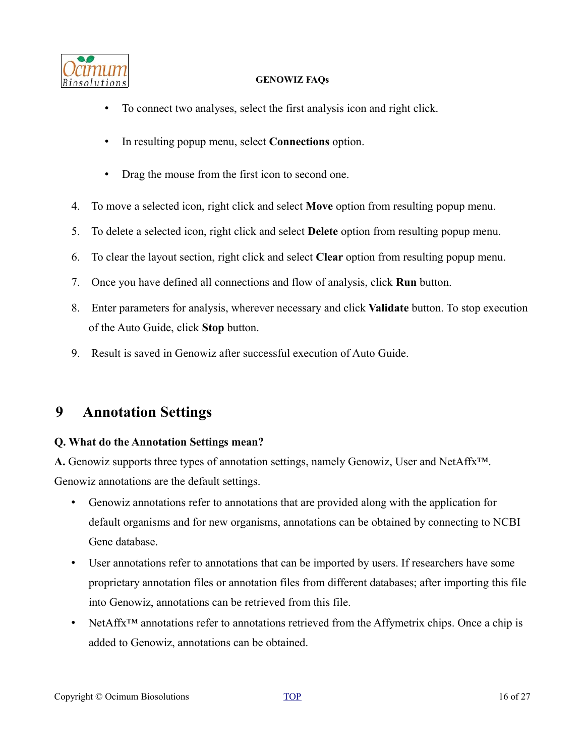- To connect two analyses, select the first analysis icon and right click.
- In resulting popup menu, select **Connections** option.
- Drag the mouse from the first icon to second one.

4. To move a selected icon, right click and select **Move** option from resulting popup menu.
5. To delete a selected icon, right click and select **Delete** option from resulting popup menu.
6. To clear the layout section, right click and select **Clear** option from resulting popup menu.
7. Once you have defined all connections and flow of analysis, click **Run** button.
8. Enter parameters for analysis, wherever necessary and click **Validate** button. To stop execution of the Auto Guide, click **Stop** button.
9. Result is saved in Genowiz after successful execution of Auto Guide.

# 9 Annotation Settings

**Q. What do the Annotation Settings mean?**

**A.** Genowiz supports three types of annotation settings, namely Genowiz, User and NetAffx™. Genowiz annotations are the default settings.

- Genowiz annotations refer to annotations that are provided along with the application for default organisms and for new organisms, annotations can be obtained by connecting to NCBI Gene database.
- User annotations refer to annotations that can be imported by users. If researchers have some proprietary annotation files or annotation files from different databases; after importing this file into Genowiz, annotations can be retrieved from this file.
- NetAffx™ annotations refer to annotations retrieved from the Affymetrix chips. Once a chip is added to Genowiz, annotations can be obtained.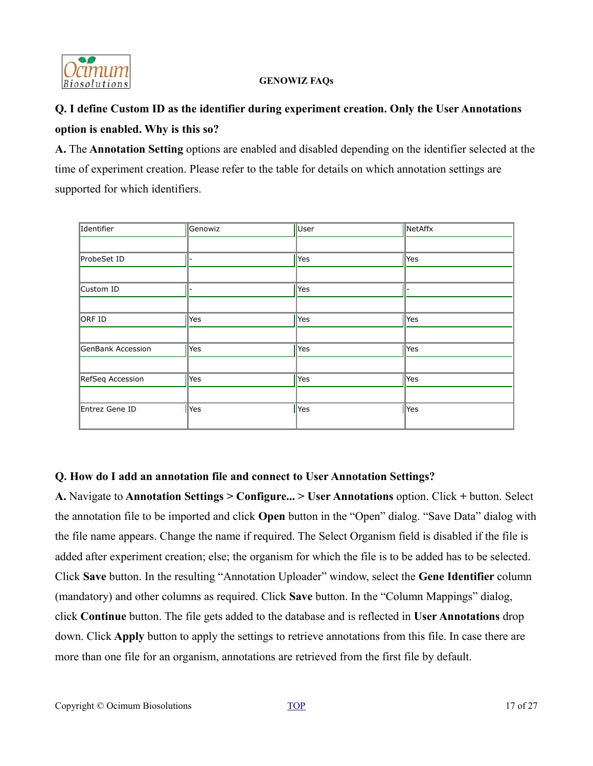**Q. I define Custom ID as the identifier during experiment creation. Only the User Annotations option is enabled. Why is this so?**

**A.** The **Annotation Setting** options are enabled and disabled depending on the identifier selected at the time of experiment creation. Please refer to the table for details on which annotation settings are supported for which identifiers.

| Identifier | Genowiz | User | NetAffx |
|---|---|---|---|
| ProbeSet ID | - | Yes | Yes |
| Custom ID | - | Yes | - |
| ORF ID | Yes | Yes | Yes |
| GenBank Accession | Yes | Yes | Yes |
| RefSeq Accession | Yes | Yes | Yes |
| Entrez Gene ID | Yes | Yes | Yes |

**Q. How do I add an annotation file and connect to User Annotation Settings?**

**A.** Navigate to **Annotation Settings > Configure... > User Annotations** option. Click **+** button. Select the annotation file to be imported and click **Open** button in the "Open" dialog. "Save Data" dialog with the file name appears. Change the name if required. The Select Organism field is disabled if the file is added after experiment creation; else; the organism for which the file is to be added has to be selected. Click **Save** button. In the resulting "Annotation Uploader" window, select the **Gene Identifier** column (mandatory) and other columns as required. Click **Save** button. In the "Column Mappings" dialog, click **Continue** button. The file gets added to the database and is reflected in **User Annotations** drop down. Click **Apply** button to apply the settings to retrieve annotations from this file. In case there are more than one file for an organism, annotations are retrieved from the first file by default.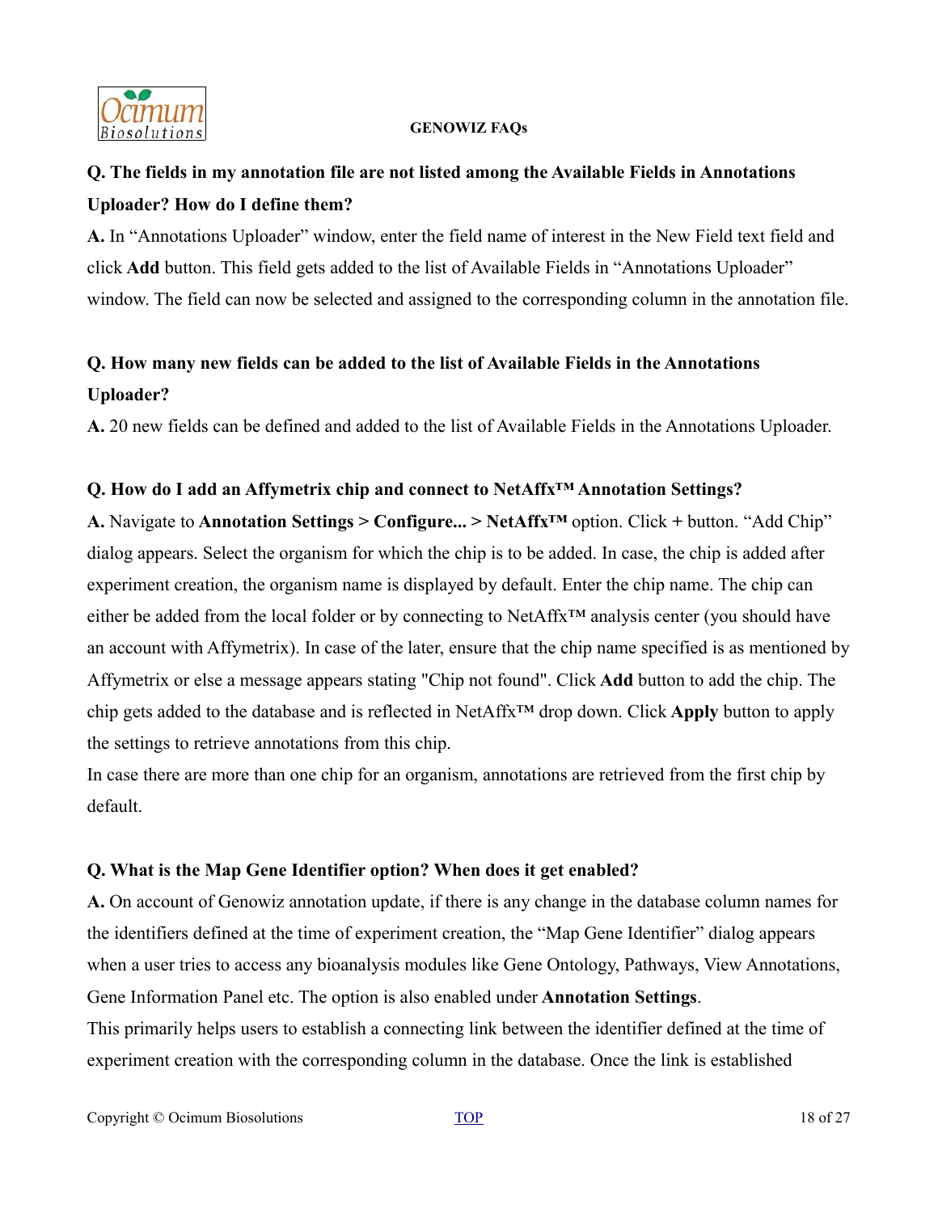**Q. The fields in my annotation file are not listed among the Available Fields in Annotations Uploader? How do I define them?**

**A.** In "Annotations Uploader" window, enter the field name of interest in the New Field text field and click **Add** button. This field gets added to the list of Available Fields in "Annotations Uploader" window. The field can now be selected and assigned to the corresponding column in the annotation file.

**Q. How many new fields can be added to the list of Available Fields in the Annotations Uploader?**

**A.** 20 new fields can be defined and added to the list of Available Fields in the Annotations Uploader.

**Q. How do I add an Affymetrix chip and connect to NetAffx™ Annotation Settings?**

**A.** Navigate to **Annotation Settings > Configure... > NetAffx™** option. Click **+** button. "Add Chip" dialog appears. Select the organism for which the chip is to be added. In case, the chip is added after experiment creation, the organism name is displayed by default. Enter the chip name. The chip can either be added from the local folder or by connecting to NetAffx™ analysis center (you should have an account with Affymetrix). In case of the later, ensure that the chip name specified is as mentioned by Affymetrix or else a message appears stating "Chip not found". Click **Add** button to add the chip. The chip gets added to the database and is reflected in NetAffx™ drop down. Click **Apply** button to apply the settings to retrieve annotations from this chip.

In case there are more than one chip for an organism, annotations are retrieved from the first chip by default.

**Q. What is the Map Gene Identifier option? When does it get enabled?**

**A.** On account of Genowiz annotation update, if there is any change in the database column names for the identifiers defined at the time of experiment creation, the "Map Gene Identifier" dialog appears when a user tries to access any bioanalysis modules like Gene Ontology, Pathways, View Annotations, Gene Information Panel etc. The option is also enabled under **Annotation Settings**.

This primarily helps users to establish a connecting link between the identifier defined at the time of experiment creation with the corresponding column in the database. Once the link is established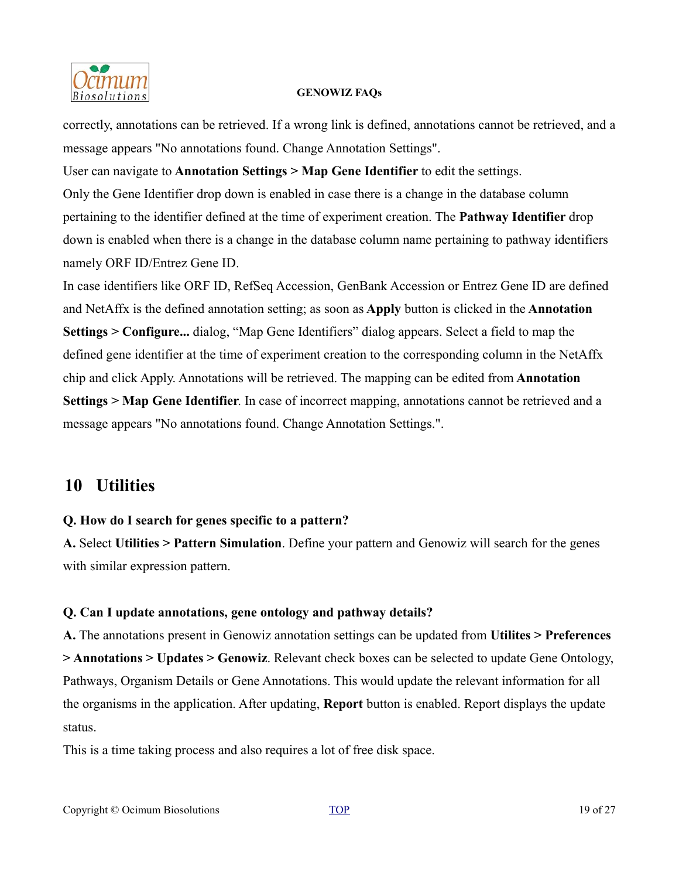correctly, annotations can be retrieved. If a wrong link is defined, annotations cannot be retrieved, and a message appears "No annotations found. Change Annotation Settings".

User can navigate to **Annotation Settings > Map Gene Identifier** to edit the settings.

Only the Gene Identifier drop down is enabled in case there is a change in the database column pertaining to the identifier defined at the time of experiment creation. The **Pathway Identifier** drop down is enabled when there is a change in the database column name pertaining to pathway identifiers namely ORF ID/Entrez Gene ID.

In case identifiers like ORF ID, RefSeq Accession, GenBank Accession or Entrez Gene ID are defined and NetAffx is the defined annotation setting; as soon as **Apply** button is clicked in the **Annotation Settings > Configure...** dialog, "Map Gene Identifiers" dialog appears. Select a field to map the defined gene identifier at the time of experiment creation to the corresponding column in the NetAffx chip and click Apply. Annotations will be retrieved. The mapping can be edited from **Annotation Settings > Map Gene Identifier**. In case of incorrect mapping, annotations cannot be retrieved and a message appears "No annotations found. Change Annotation Settings.".

# 10 Utilities

**Q. How do I search for genes specific to a pattern?**

**A.** Select **Utilities > Pattern Simulation**. Define your pattern and Genowiz will search for the genes with similar expression pattern.

**Q. Can I update annotations, gene ontology and pathway details?**

**A.** The annotations present in Genowiz annotation settings can be updated from **Utilites > Preferences > Annotations > Updates > Genowiz**. Relevant check boxes can be selected to update Gene Ontology, Pathways, Organism Details or Gene Annotations. This would update the relevant information for all the organisms in the application. After updating, **Report** button is enabled. Report displays the update status.

This is a time taking process and also requires a lot of free disk space.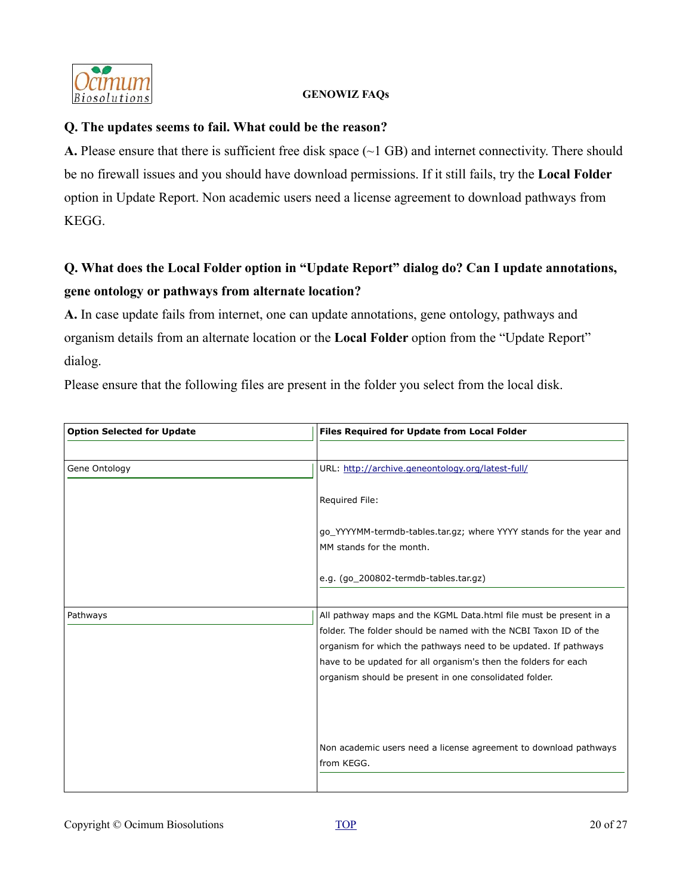**GENOWIZ FAQs**

**Q. The updates seems to fail. What could be the reason?**

**A.** Please ensure that there is sufficient free disk space (~1 GB) and internet connectivity. There should be no firewall issues and you should have download permissions. If it still fails, try the **Local Folder** option in Update Report. Non academic users need a license agreement to download pathways from KEGG.

**Q. What does the Local Folder option in "Update Report" dialog do? Can I update annotations, gene ontology or pathways from alternate location?**

**A.** In case update fails from internet, one can update annotations, gene ontology, pathways and organism details from an alternate location or the **Local Folder** option from the "Update Report" dialog.

Please ensure that the following files are present in the folder you select from the local disk.

| **Option Selected for Update** | **Files Required for Update from Local Folder** |
|---|---|
| Gene Ontology | URL: http://archive.geneontology.org/latest-full/<br><br>Required File:<br><br>go_YYYYMM-termdb-tables.tar.gz; where YYYY stands for the year and MM stands for the month.<br><br>e.g. (go_200802-termdb-tables.tar.gz) |
| Pathways | All pathway maps and the KGML Data.html file must be present in a folder. The folder should be named with the NCBI Taxon ID of the organism for which the pathways need to be updated. If pathways have to be updated for all organism's then the folders for each organism should be present in one consolidated folder.<br><br>Non academic users need a license agreement to download pathways from KEGG. |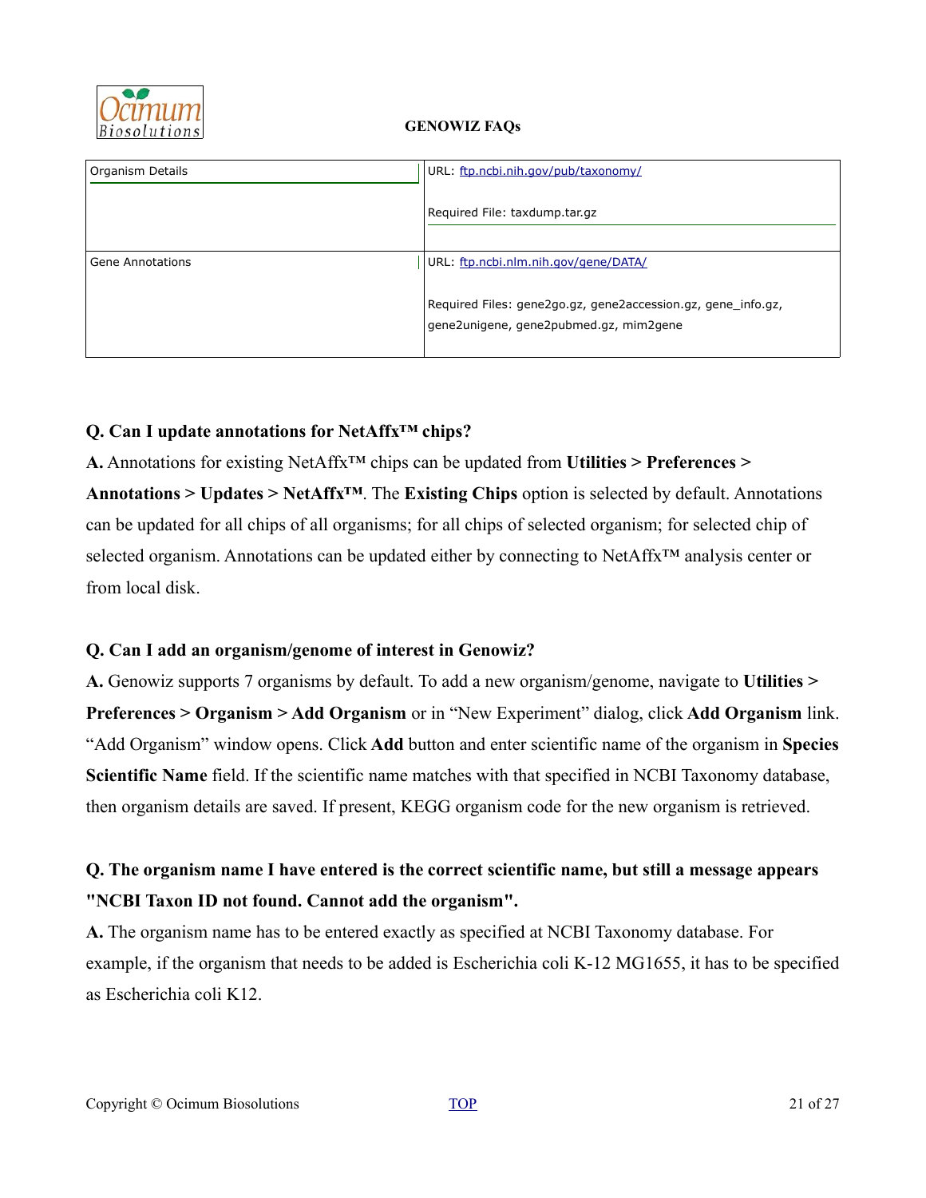| Organism Details | URL: ftp.ncbi.nih.gov/pub/taxonomy/<br><br>Required File: taxdump.tar.gz |
|---|---|
| Gene Annotations | URL: ftp.ncbi.nlm.nih.gov/gene/DATA/<br><br>Required Files: gene2go.gz, gene2accession.gz, gene_info.gz, gene2unigene, gene2pubmed.gz, mim2gene |

**Q. Can I update annotations for NetAffx™ chips?**

**A.** Annotations for existing NetAffx™ chips can be updated from **Utilities > Preferences > Annotations > Updates > NetAffx™**. The **Existing Chips** option is selected by default. Annotations can be updated for all chips of all organisms; for all chips of selected organism; for selected chip of selected organism. Annotations can be updated either by connecting to NetAffx™ analysis center or from local disk.

**Q. Can I add an organism/genome of interest in Genowiz?**

**A.** Genowiz supports 7 organisms by default. To add a new organism/genome, navigate to **Utilities > Preferences > Organism > Add Organism** or in "New Experiment" dialog, click **Add Organism** link. "Add Organism" window opens. Click **Add** button and enter scientific name of the organism in **Species Scientific Name** field. If the scientific name matches with that specified in NCBI Taxonomy database, then organism details are saved. If present, KEGG organism code for the new organism is retrieved.

**Q. The organism name I have entered is the correct scientific name, but still a message appears "NCBI Taxon ID not found. Cannot add the organism".**

**A.** The organism name has to be entered exactly as specified at NCBI Taxonomy database. For example, if the organism that needs to be added is Escherichia coli K-12 MG1655, it has to be specified as Escherichia coli K12.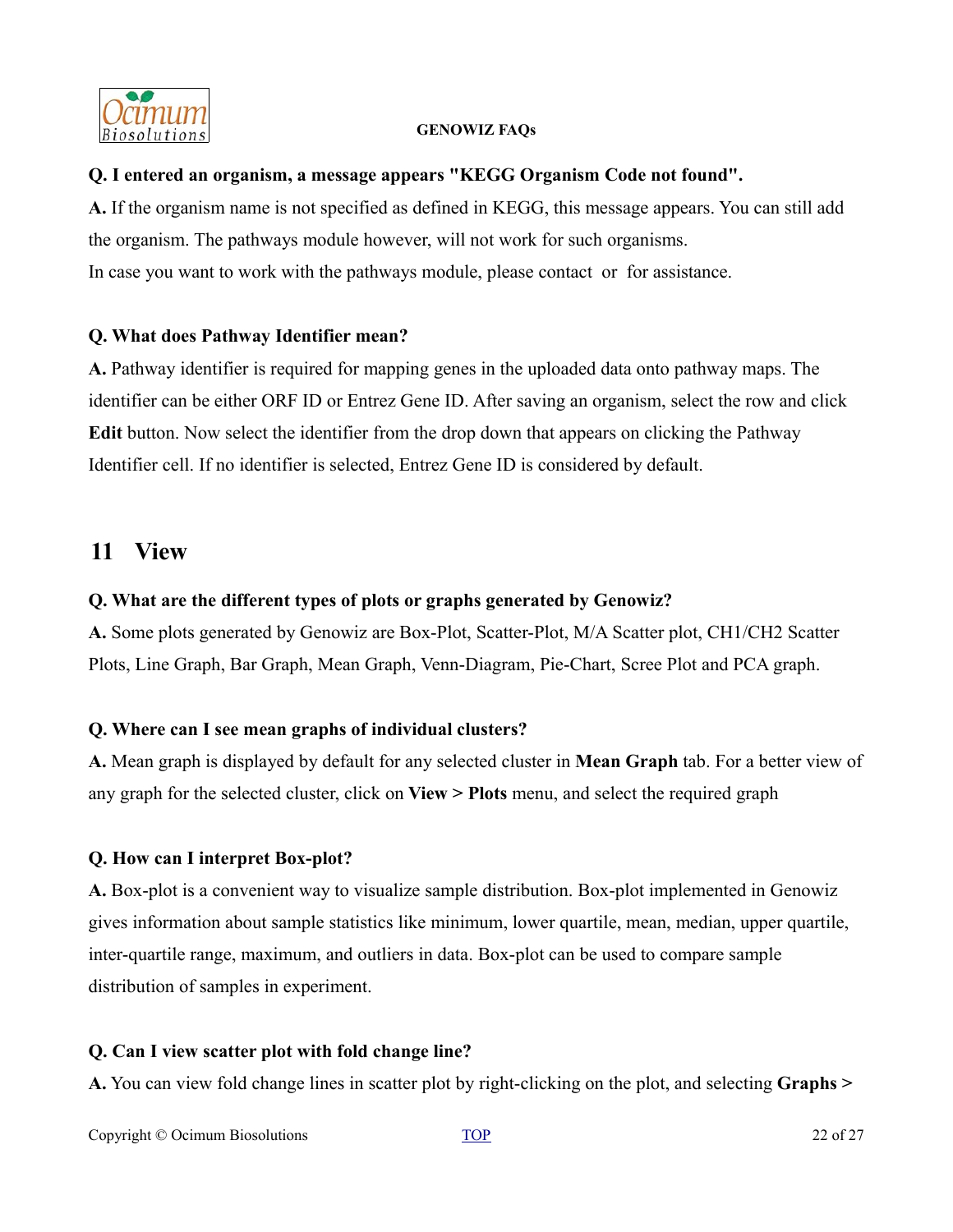**Q. I entered an organism, a message appears "KEGG Organism Code not found".**

**A.** If the organism name is not specified as defined in KEGG, this message appears. You can still add the organism. The pathways module however, will not work for such organisms.

In case you want to work with the pathways module, please contact  or  for assistance.

**Q. What does Pathway Identifier mean?**

**A.** Pathway identifier is required for mapping genes in the uploaded data onto pathway maps. The identifier can be either ORF ID or Entrez Gene ID. After saving an organism, select the row and click **Edit** button. Now select the identifier from the drop down that appears on clicking the Pathway Identifier cell. If no identifier is selected, Entrez Gene ID is considered by default.

## 11 View

**Q. What are the different types of plots or graphs generated by Genowiz?**

**A.** Some plots generated by Genowiz are Box-Plot, Scatter-Plot, M/A Scatter plot, CH1/CH2 Scatter Plots, Line Graph, Bar Graph, Mean Graph, Venn-Diagram, Pie-Chart, Scree Plot and PCA graph.

**Q. Where can I see mean graphs of individual clusters?**

**A.** Mean graph is displayed by default for any selected cluster in **Mean Graph** tab. For a better view of any graph for the selected cluster, click on **View > Plots** menu, and select the required graph

**Q. How can I interpret Box-plot?**

**A.** Box-plot is a convenient way to visualize sample distribution. Box-plot implemented in Genowiz gives information about sample statistics like minimum, lower quartile, mean, median, upper quartile, inter-quartile range, maximum, and outliers in data. Box-plot can be used to compare sample distribution of samples in experiment.

**Q. Can I view scatter plot with fold change line?**

**A.** You can view fold change lines in scatter plot by right-clicking on the plot, and selecting **Graphs >**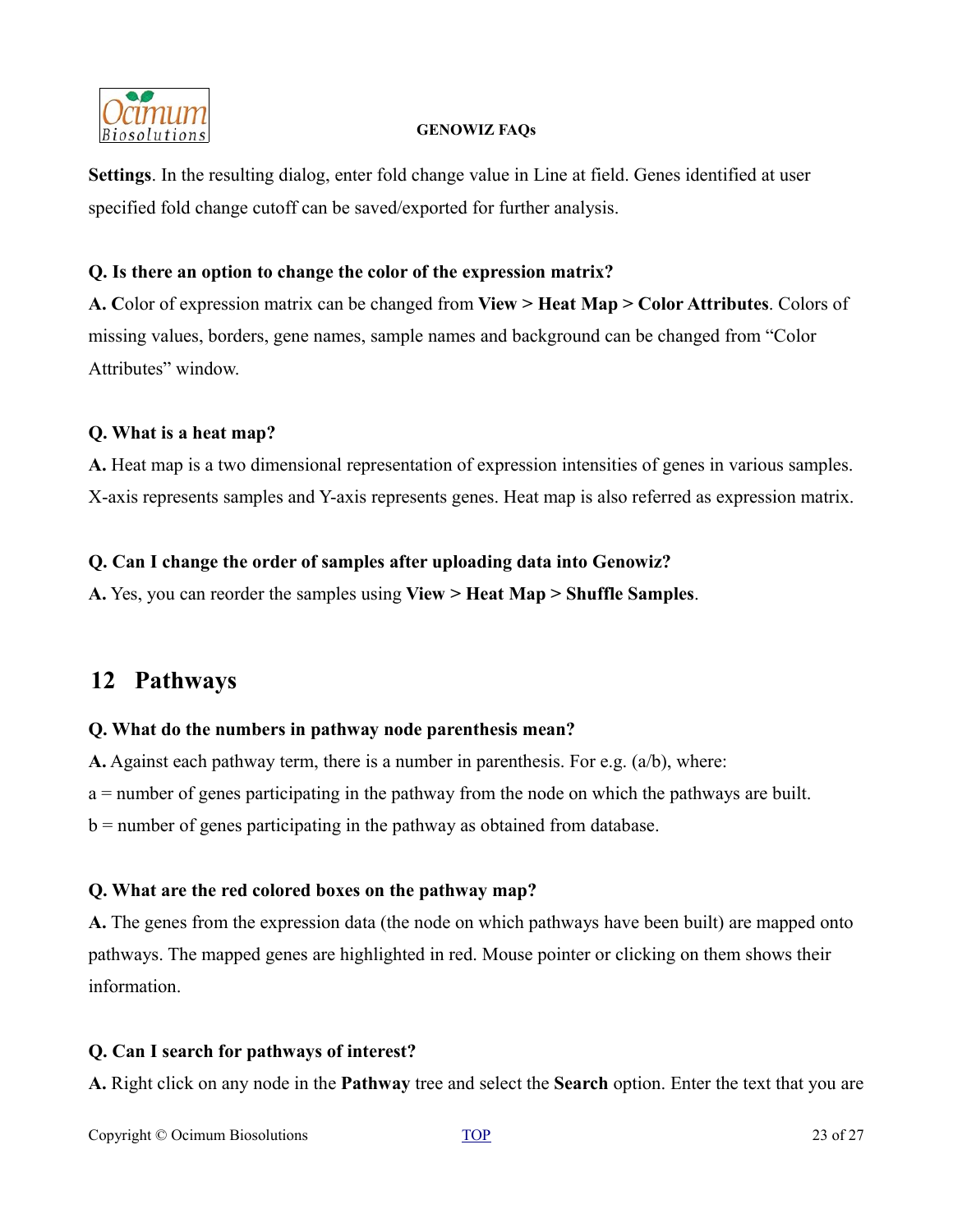**Settings**. In the resulting dialog, enter fold change value in Line at field. Genes identified at user specified fold change cutoff can be saved/exported for further analysis.

**Q. Is there an option to change the color of the expression matrix?**

**A. C**olor of expression matrix can be changed from **View > Heat Map > Color Attributes**. Colors of missing values, borders, gene names, sample names and background can be changed from "Color Attributes" window.

**Q. What is a heat map?**

**A.** Heat map is a two dimensional representation of expression intensities of genes in various samples. X-axis represents samples and Y-axis represents genes. Heat map is also referred as expression matrix.

**Q. Can I change the order of samples after uploading data into Genowiz?**

**A.** Yes, you can reorder the samples using **View > Heat Map > Shuffle Samples**.

## 12 Pathways

**Q. What do the numbers in pathway node parenthesis mean?**

**A.** Against each pathway term, there is a number in parenthesis. For e.g. (a/b), where:

a = number of genes participating in the pathway from the node on which the pathways are built.

b = number of genes participating in the pathway as obtained from database.

**Q. What are the red colored boxes on the pathway map?**

**A.** The genes from the expression data (the node on which pathways have been built) are mapped onto pathways. The mapped genes are highlighted in red. Mouse pointer or clicking on them shows their information.

**Q. Can I search for pathways of interest?**

**A.** Right click on any node in the **Pathway** tree and select the **Search** option. Enter the text that you are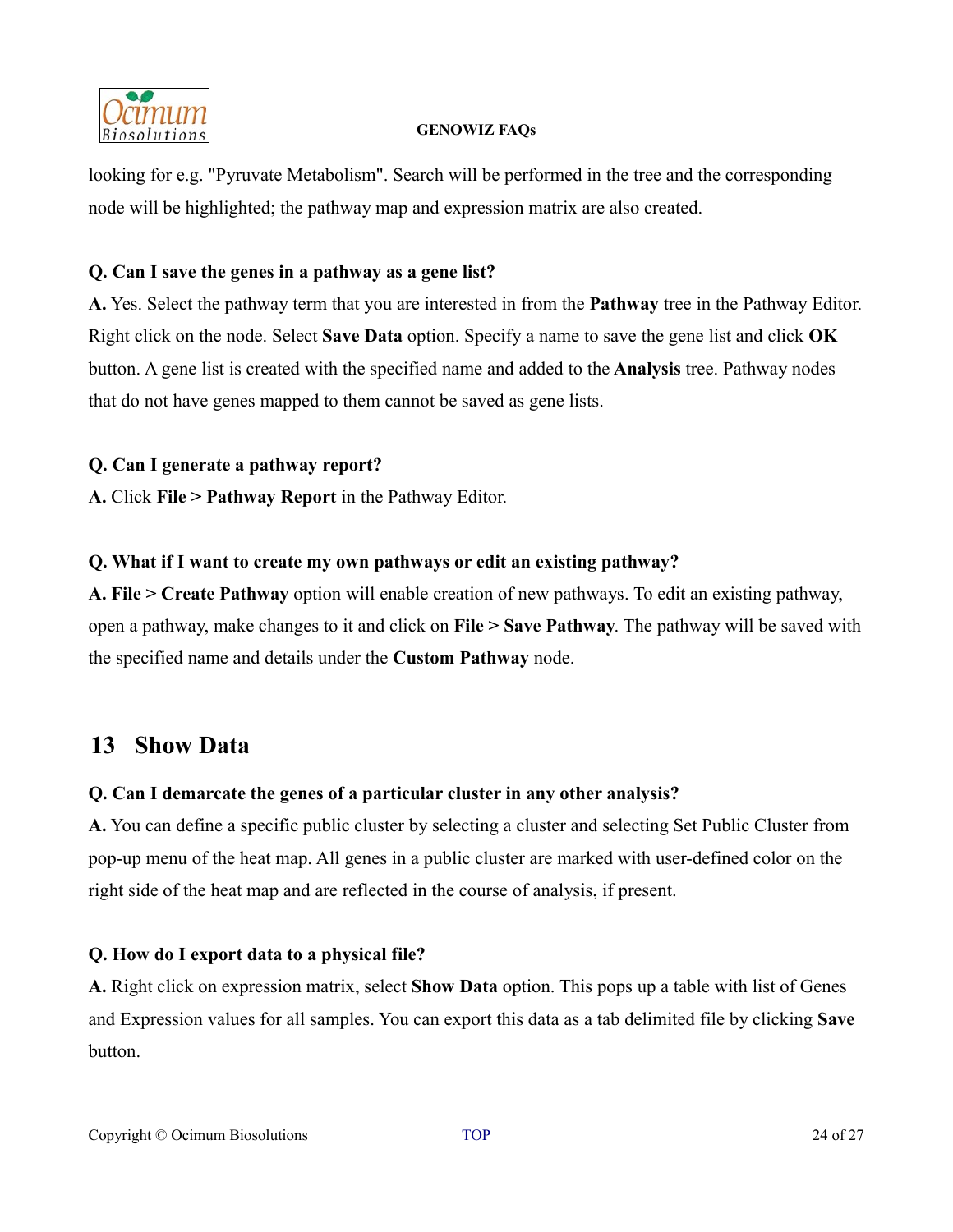looking for e.g. "Pyruvate Metabolism". Search will be performed in the tree and the corresponding node will be highlighted; the pathway map and expression matrix are also created.

**Q. Can I save the genes in a pathway as a gene list?**

**A.** Yes. Select the pathway term that you are interested in from the **Pathway** tree in the Pathway Editor. Right click on the node. Select **Save Data** option. Specify a name to save the gene list and click **OK** button. A gene list is created with the specified name and added to the **Analysis** tree. Pathway nodes that do not have genes mapped to them cannot be saved as gene lists.

**Q. Can I generate a pathway report?**

**A.** Click **File > Pathway Report** in the Pathway Editor.

**Q. What if I want to create my own pathways or edit an existing pathway?**

**A. File > Create Pathway** option will enable creation of new pathways. To edit an existing pathway, open a pathway, make changes to it and click on **File > Save Pathway**. The pathway will be saved with the specified name and details under the **Custom Pathway** node.

# 13 Show Data

**Q. Can I demarcate the genes of a particular cluster in any other analysis?**

**A.** You can define a specific public cluster by selecting a cluster and selecting Set Public Cluster from pop-up menu of the heat map. All genes in a public cluster are marked with user-defined color on the right side of the heat map and are reflected in the course of analysis, if present.

**Q. How do I export data to a physical file?**

**A.** Right click on expression matrix, select **Show Data** option. This pops up a table with list of Genes and Expression values for all samples. You can export this data as a tab delimited file by clicking **Save** button.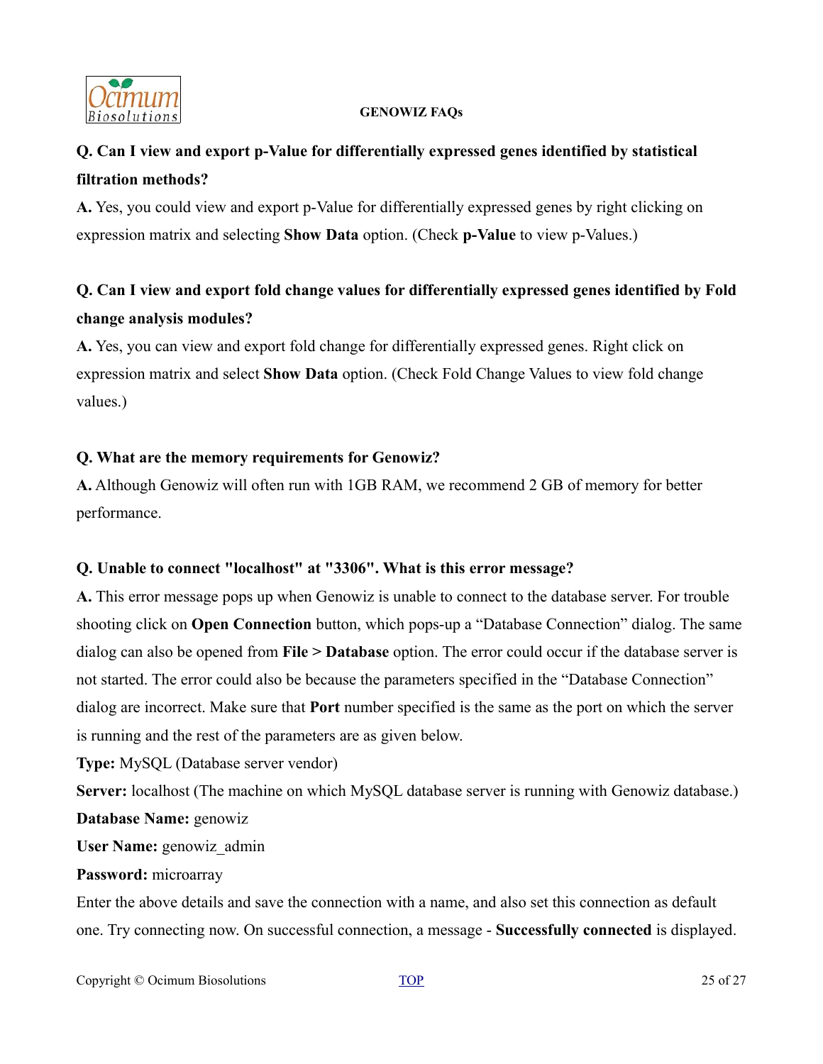**Q. Can I view and export p-Value for differentially expressed genes identified by statistical filtration methods?**

**A.** Yes, you could view and export p-Value for differentially expressed genes by right clicking on expression matrix and selecting **Show Data** option. (Check **p-Value** to view p-Values.)

**Q. Can I view and export fold change values for differentially expressed genes identified by Fold change analysis modules?**

**A.** Yes, you can view and export fold change for differentially expressed genes. Right click on expression matrix and select **Show Data** option. (Check Fold Change Values to view fold change values.)

**Q. What are the memory requirements for Genowiz?**

**A.** Although Genowiz will often run with 1GB RAM, we recommend 2 GB of memory for better performance.

**Q. Unable to connect "localhost" at "3306". What is this error message?**

**A.** This error message pops up when Genowiz is unable to connect to the database server. For trouble shooting click on **Open Connection** button, which pops-up a "Database Connection" dialog. The same dialog can also be opened from **File > Database** option. The error could occur if the database server is not started. The error could also be because the parameters specified in the "Database Connection" dialog are incorrect. Make sure that **Port** number specified is the same as the port on which the server is running and the rest of the parameters are as given below.

**Type:** MySQL (Database server vendor)

**Server:** localhost (The machine on which MySQL database server is running with Genowiz database.)

**Database Name:** genowiz

**User Name:** genowiz_admin

**Password:** microarray

Enter the above details and save the connection with a name, and also set this connection as default one. Try connecting now. On successful connection, a message - **Successfully connected** is displayed.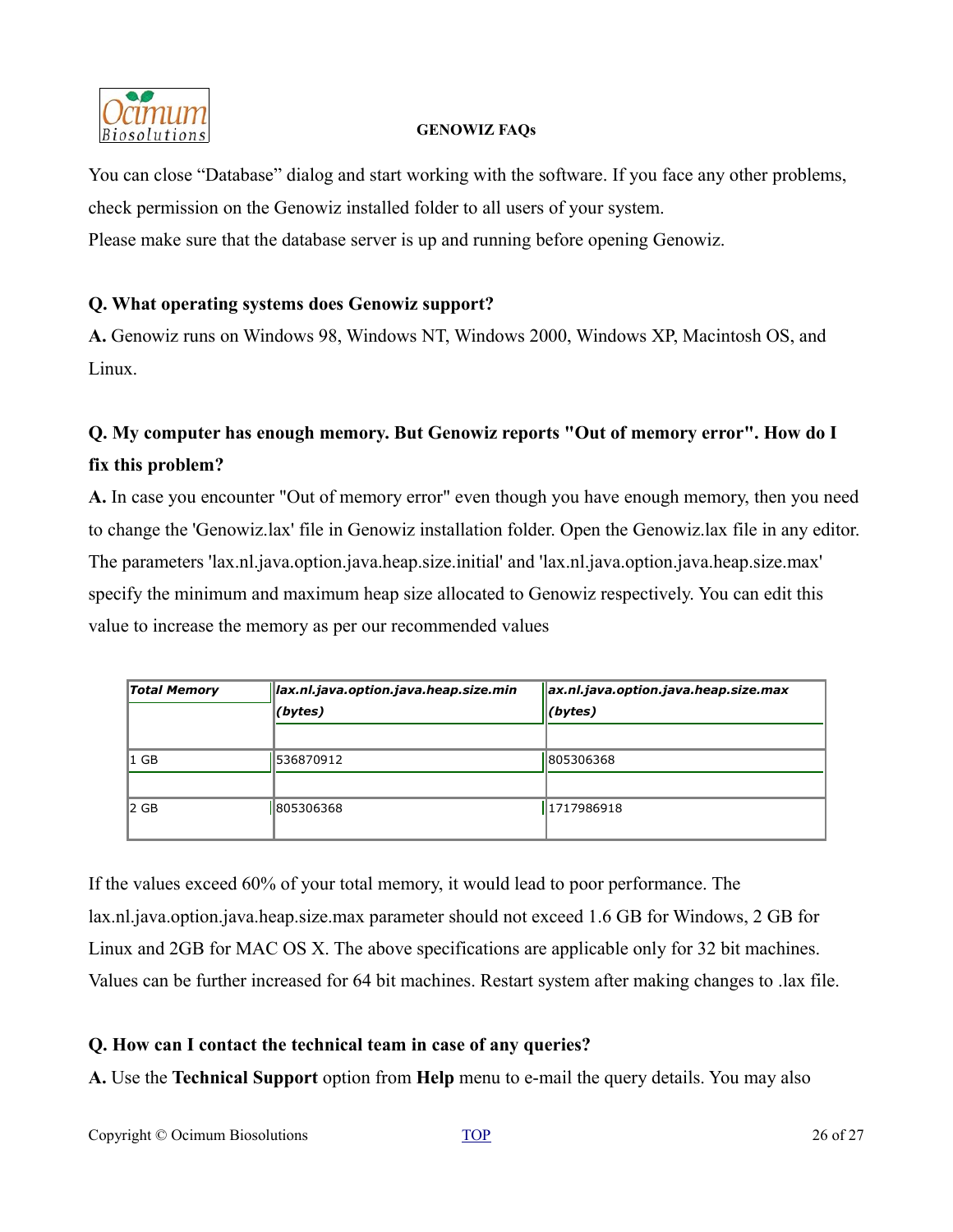You can close "Database" dialog and start working with the software. If you face any other problems, check permission on the Genowiz installed folder to all users of your system.

Please make sure that the database server is up and running before opening Genowiz.

**Q. What operating systems does Genowiz support?**

**A.** Genowiz runs on Windows 98, Windows NT, Windows 2000, Windows XP, Macintosh OS, and Linux.

**Q. My computer has enough memory. But Genowiz reports "Out of memory error". How do I fix this problem?**

**A.** In case you encounter "Out of memory error" even though you have enough memory, then you need to change the 'Genowiz.lax' file in Genowiz installation folder. Open the Genowiz.lax file in any editor. The parameters 'lax.nl.java.option.java.heap.size.initial' and 'lax.nl.java.option.java.heap.size.max' specify the minimum and maximum heap size allocated to Genowiz respectively. You can edit this value to increase the memory as per our recommended values

| ***Total Memory*** | ***lax.nl.java.option.java.heap.size.min (bytes)*** | ***ax.nl.java.option.java.heap.size.max (bytes)*** |
|---|---|---|
| 1 GB | 536870912 | 805306368 |
| 2 GB | 805306368 | 1717986918 |

If the values exceed 60% of your total memory, it would lead to poor performance. The lax.nl.java.option.java.heap.size.max parameter should not exceed 1.6 GB for Windows, 2 GB for Linux and 2GB for MAC OS X. The above specifications are applicable only for 32 bit machines. Values can be further increased for 64 bit machines. Restart system after making changes to .lax file.

**Q. How can I contact the technical team in case of any queries?**

**A.** Use the **Technical Support** option from **Help** menu to e-mail the query details. You may also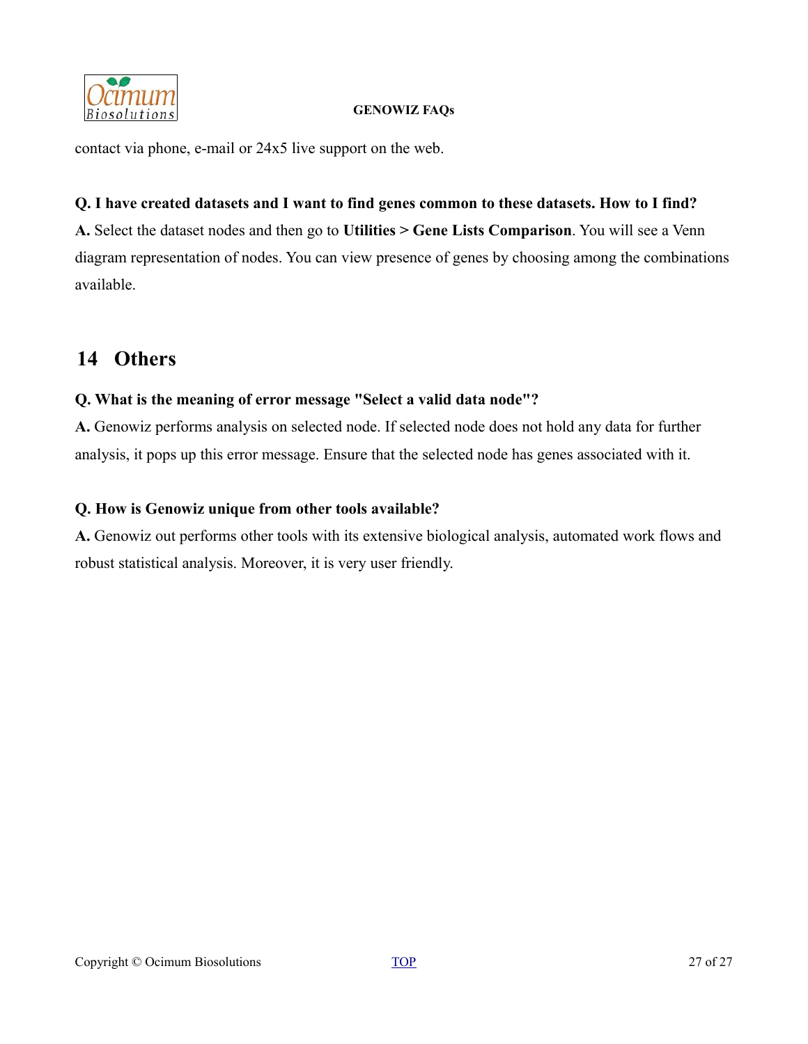contact via phone, e-mail or 24x5 live support on the web.

**Q. I have created datasets and I want to find genes common to these datasets. How to I find?**

**A.** Select the dataset nodes and then go to **Utilities > Gene Lists Comparison**. You will see a Venn diagram representation of nodes. You can view presence of genes by choosing among the combinations available.

## 14 Others

**Q. What is the meaning of error message "Select a valid data node"?**

**A.** Genowiz performs analysis on selected node. If selected node does not hold any data for further analysis, it pops up this error message. Ensure that the selected node has genes associated with it.

**Q. How is Genowiz unique from other tools available?**

**A.** Genowiz out performs other tools with its extensive biological analysis, automated work flows and robust statistical analysis. Moreover, it is very user friendly.